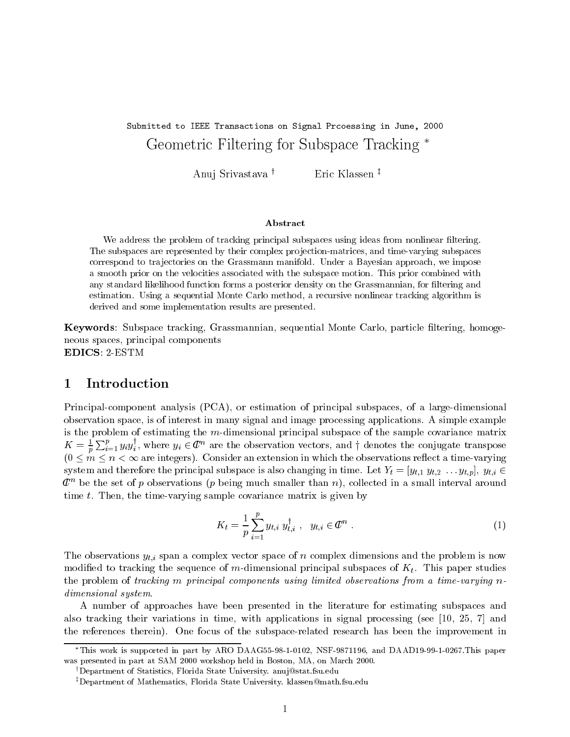Submitted to IEEE Transactions on Signal Prcoessing in June, 2000

# Geometric Filtering for Subspace Tracking *

Anuj Srivastava † Eric Klassen ‡

### Abstract

We address the problem of tracking principal subspaces using ideas from nonlinear filtering. The subspaces are represented by their complex projection-matrices, and time-varying subspaces correspond to trajectories on the Grassmann manifold. Under a Bayesian approach, we impose a smooth prior on the velocities associated with the subspace motion. This prior combined with any standard likelihood function forms a posterior density on the Grassmannian, for filtering and estimation. Using a sequential Monte Carlo method, a recursive nonlinear tracking algorithm is derived and some implementation results are presented.

**Keywords**: Subspace tracking, Grassmannian, sequential Monte Carlo, particle filtering, homogeneous spaces, principal components
**EDICS**: 2-ESTM

## 1 Introduction

Principal-component analysis (PCA), or estimation of principal subspaces, of a large-dimensional observation space, is of interest in many signal and image processing applications. A simple example is the problem of estimating the $m$-dimensional principal subspace of the sample covariance matrix $K = \frac{1}{p}\sum_{i=1}^{p} y_i y_i^{\dagger}$, where $y_i \in \mathbb{C}^n$ are the observation vectors, and $\dagger$ denotes the conjugate transpose ($0 \leq m \leq n < \infty$ are integers). Consider an extension in which the observations reflect a time-varying system and therefore the principal subspace is also changing in time. Let $Y_t = [y_{t,1}\ y_{t,2}\ \ldots y_{t,p}]$, $y_{t,i} \in \mathbb{C}^n$ be the set of $p$ observations ($p$ being much smaller than $n$), collected in a small interval around time $t$. Then, the time-varying sample covariance matrix is given by

$$K_t = \frac{1}{p}\sum_{i=1}^{p} y_{t,i}\ y_{t,i}^{\dagger}\ , \quad y_{t,i} \in \mathbb{C}^n\ . \tag{1}$$

The observations $y_{t,i}$ span a complex vector space of $n$ complex dimensions and the problem is now modified to tracking the sequence of $m$-dimensional principal subspaces of $K_t$. This paper studies the problem of *tracking $m$ principal components using limited observations from a time-varying $n$-dimensional system*.

A number of approaches have been presented in the literature for estimating subspaces and also tracking their variations in time, with applications in signal processing (see [10, 25, 7] and the references therein). One focus of the subspace-related research has been the improvement in

---

*This work is supported in part by ARO DAAG55-98-1-0102, NSF-9871196, and DAAD19-99-1-0267.This paper was presented in part at SAM 2000 workshop held in Boston, MA, on March 2000.

†Department of Statistics, Florida State University. anuj@stat.fsu.edu

‡Department of Mathematics, Florida State University. klassen@math.fsu.edu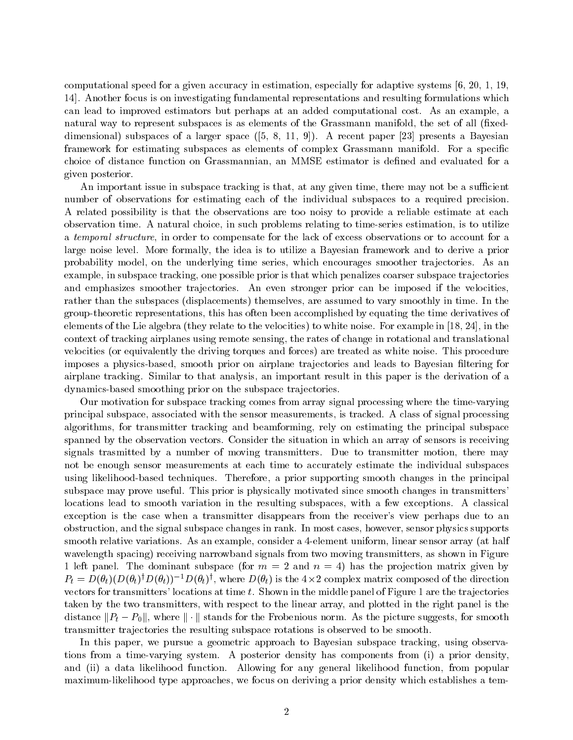computational speed for a given accuracy in estimation, especially for adaptive systems [6, 20, 1, 19, 14]. Another focus is on investigating fundamental representations and resulting formulations which can lead to improved estimators but perhaps at an added computational cost. As an example, a natural way to represent subspaces is as elements of the Grassmann manifold, the set of all (fixed-dimensional) subspaces of a larger space ([5, 8, 11, 9]). A recent paper [23] presents a Bayesian framework for estimating subspaces as elements of complex Grassmann manifold. For a specific choice of distance function on Grassmannian, an MMSE estimator is defined and evaluated for a given posterior.

An important issue in subspace tracking is that, at any given time, there may not be a sufficient number of observations for estimating each of the individual subspaces to a required precision. A related possibility is that the observations are too noisy to provide a reliable estimate at each observation time. A natural choice, in such problems relating to time-series estimation, is to utilize a *temporal structure*, in order to compensate for the lack of excess observations or to account for a large noise level. More formally, the idea is to utilize a Bayesian framework and to derive a prior probability model, on the underlying time series, which encourages smoother trajectories. As an example, in subspace tracking, one possible prior is that which penalizes coarser subspace trajectories and emphasizes smoother trajectories. An even stronger prior can be imposed if the velocities, rather than the subspaces (displacements) themselves, are assumed to vary smoothly in time. In the group-theoretic representations, this has often been accomplished by equating the time derivatives of elements of the Lie algebra (they relate to the velocities) to white noise. For example in [18, 24], in the context of tracking airplanes using remote sensing, the rates of change in rotational and translational velocities (or equivalently the driving torques and forces) are treated as white noise. This procedure imposes a physics-based, smooth prior on airplane trajectories and leads to Bayesian filtering for airplane tracking. Similar to that analysis, an important result in this paper is the derivation of a dynamics-based smoothing prior on the subspace trajectories.

Our motivation for subspace tracking comes from array signal processing where the time-varying principal subspace, associated with the sensor measurements, is tracked. A class of signal processing algorithms, for transmitter tracking and beamforming, rely on estimating the principal subspace spanned by the observation vectors. Consider the situation in which an array of sensors is receiving signals trasmitted by a number of moving transmitters. Due to transmitter motion, there may not be enough sensor measurements at each time to accurately estimate the individual subspaces using likelihood-based techniques. Therefore, a prior supporting smooth changes in the principal subspace may prove useful. This prior is physically motivated since smooth changes in transmitters' locations lead to smooth variation in the resulting subspaces, with a few exceptions. A classical exception is the case when a transmitter disappears from the receiver's view perhaps due to an obstruction, and the signal subspace changes in rank. In most cases, however, sensor physics supports smooth relative variations. As an example, consider a 4-element uniform, linear sensor array (at half wavelength spacing) receiving narrowband signals from two moving transmitters, as shown in Figure 1 left panel. The dominant subspace (for $m = 2$ and $n = 4$) has the projection matrix given by $P_t = D(\theta_t)(D(\theta_t)^\dagger D(\theta_t))^{-1} D(\theta_t)^\dagger$, where $D(\theta_t)$ is the $4 \times 2$ complex matrix composed of the direction vectors for transmitters' locations at time $t$. Shown in the middle panel of Figure 1 are the trajectories taken by the two transmitters, with respect to the linear array, and plotted in the right panel is the distance $\|P_t - P_0\|$, where $\|\cdot\|$ stands for the Frobenious norm. As the picture suggests, for smooth transmitter trajectories the resulting subspace rotations is observed to be smooth.

In this paper, we pursue a geometric approach to Bayesian subspace tracking, using observations from a time-varying system. A posterior density has components from (i) a prior density, and (ii) a data likelihood function. Allowing for any general likelihood function, from popular maximum-likelihood type approaches, we focus on deriving a prior density which establishes a tem-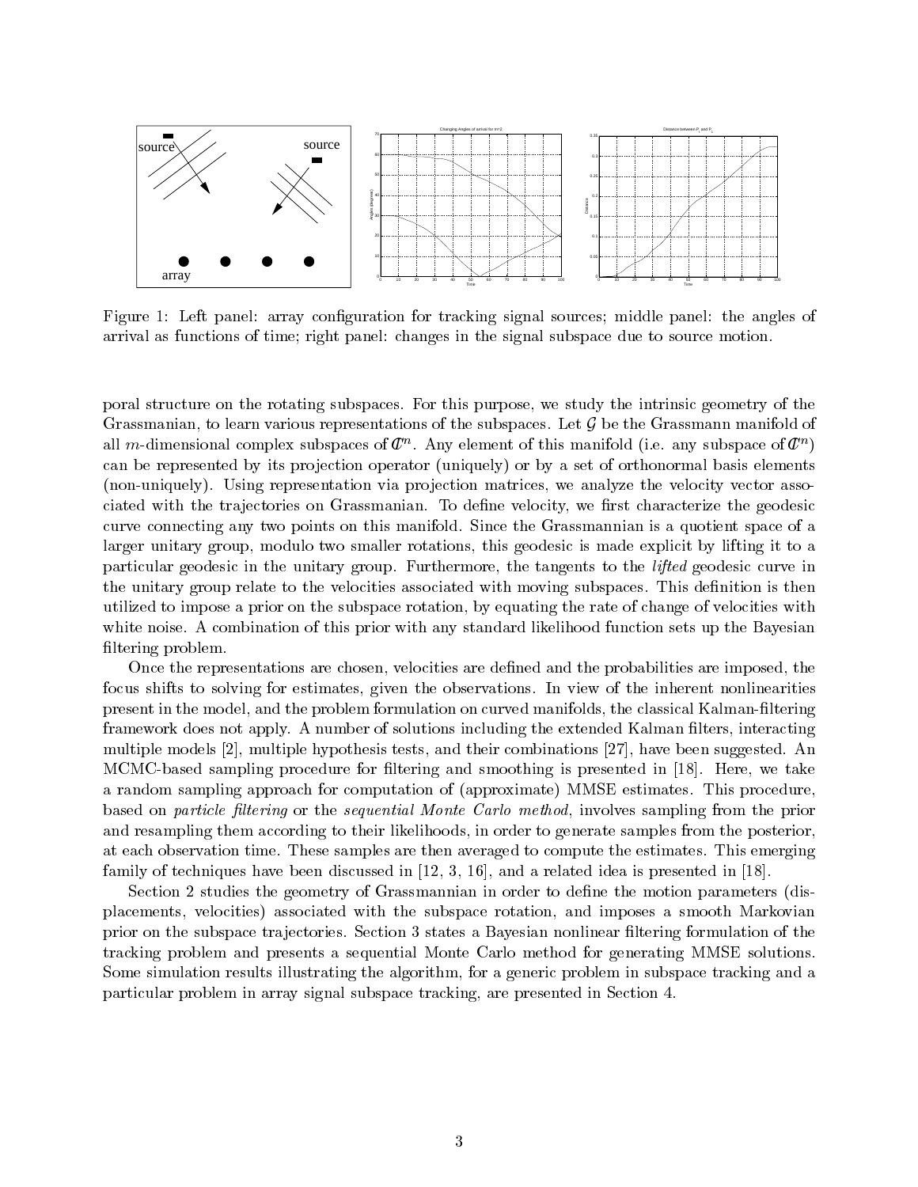source

source

array

Changing Angles of arrival for m=2

Angles (degrees)

Time

Distance between P_t and P_1

Distance

Time

Figure 1: Left panel: array configuration for tracking signal sources; middle panel: the angles of arrival as functions of time; right panel: changes in the signal subspace due to source motion.

poral structure on the rotating subspaces. For this purpose, we study the intrinsic geometry of the Grassmanian, to learn various representations of the subspaces. Let $\mathcal{G}$ be the Grassmann manifold of all $m$-dimensional complex subspaces of $\mathbb{C}^n$. Any element of this manifold (i.e. any subspace of $\mathbb{C}^n$) can be represented by its projection operator (uniquely) or by a set of orthonormal basis elements (non-uniquely). Using representation via projection matrices, we analyze the velocity vector associated with the trajectories on Grassmanian. To define velocity, we first characterize the geodesic curve connecting any two points on this manifold. Since the Grassmannian is a quotient space of a larger unitary group, modulo two smaller rotations, this geodesic is made explicit by lifting it to a particular geodesic in the unitary group. Furthermore, the tangents to the *lifted* geodesic curve in the unitary group relate to the velocities associated with moving subspaces. This definition is then utilized to impose a prior on the subspace rotation, by equating the rate of change of velocities with white noise. A combination of this prior with any standard likelihood function sets up the Bayesian filtering problem.

Once the representations are chosen, velocities are defined and the probabilities are imposed, the focus shifts to solving for estimates, given the observations. In view of the inherent nonlinearities present in the model, and the problem formulation on curved manifolds, the classical Kalman-filtering framework does not apply. A number of solutions including the extended Kalman filters, interacting multiple models [2], multiple hypothesis tests, and their combinations [27], have been suggested. An MCMC-based sampling procedure for filtering and smoothing is presented in [18]. Here, we take a random sampling approach for computation of (approximate) MMSE estimates. This procedure, based on *particle filtering* or the *sequential Monte Carlo method*, involves sampling from the prior and resampling them according to their likelihoods, in order to generate samples from the posterior, at each observation time. These samples are then averaged to compute the estimates. This emerging family of techniques have been discussed in [12, 3, 16], and a related idea is presented in [18].

Section 2 studies the geometry of Grassmannian in order to define the motion parameters (displacements, velocities) associated with the subspace rotation, and imposes a smooth Markovian prior on the subspace trajectories. Section 3 states a Bayesian nonlinear filtering formulation of the tracking problem and presents a sequential Monte Carlo method for generating MMSE solutions. Some simulation results illustrating the algorithm, for a generic problem in subspace tracking and a particular problem in array signal subspace tracking, are presented in Section 4.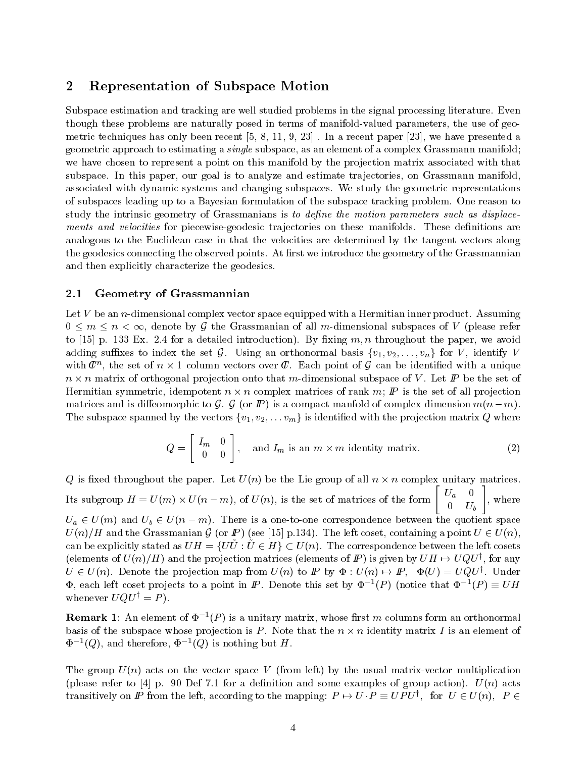## 2 Representation of Subspace Motion

Subspace estimation and tracking are well studied problems in the signal processing literature. Even though these problems are naturally posed in terms of manifold-valued parameters, the use of geometric techniques has only been recent [5, 8, 11, 9, 23] . In a recent paper [23], we have presented a geometric approach to estimating a *single* subspace, as an element of a complex Grassmann manifold; we have chosen to represent a point on this manifold by the projection matrix associated with that subspace. In this paper, our goal is to analyze and estimate trajectories, on Grassmann manifold, associated with dynamic systems and changing subspaces. We study the geometric representations of subspaces leading up to a Bayesian formulation of the subspace tracking problem. One reason to study the intrinsic geometry of Grassmanians is *to define the motion parameters such as displacements and velocities* for piecewise-geodesic trajectories on these manifolds. These definitions are analogous to the Euclidean case in that the velocities are determined by the tangent vectors along the geodesics connecting the observed points. At first we introduce the geometry of the Grassmannian and then explicitly characterize the geodesics.

### 2.1 Geometry of Grassmannian

Let $V$ be an $n$-dimensional complex vector space equipped with a Hermitian inner product. Assuming $0 \leq m \leq n < \infty$, denote by $\mathcal{G}$ the Grassmanian of all $m$-dimensional subspaces of $V$ (please refer to [15] p. 133 Ex. 2.4 for a detailed introduction). By fixing $m, n$ throughout the paper, we avoid adding suffixes to index the set $\mathcal{G}$. Using an orthonormal basis $\{v_1, v_2, \ldots, v_n\}$ for $V$, identify $V$ with $\mathbb{C}^n$, the set of $n \times 1$ column vectors over $\mathbb{C}$. Each point of $\mathcal{G}$ can be identified with a unique $n \times n$ matrix of orthogonal projection onto that $m$-dimensional subspace of $V$. Let $\mathbb{P}$ be the set of Hermitian symmetric, idempotent $n \times n$ complex matrices of rank $m$; $\mathbb{P}$ is the set of all projection matrices and is diffeomorphic to $\mathcal{G}$. $\mathcal{G}$ (or $\mathbb{P}$) is a compact manfold of complex dimension $m(n-m)$. The subspace spanned by the vectors $\{v_1, v_2, \ldots v_m\}$ is identified with the projection matrix $Q$ where

$$Q = \begin{bmatrix} I_m & 0 \\ 0 & 0 \end{bmatrix}, \quad \text{and } I_m \text{ is an } m \times m \text{ identity matrix.} \tag{2}$$

$Q$ is fixed throughout the paper. Let $U(n)$ be the Lie group of all $n \times n$ complex unitary matrices. Its subgroup $H = U(m) \times U(n-m)$, of $U(n)$, is the set of matrices of the form $\begin{bmatrix} U_a & 0 \\ 0 & U_b \end{bmatrix}$, where $U_a \in U(m)$ and $U_b \in U(n-m)$. There is a one-to-one correspondence between the quotient space $U(n)/H$ and the Grassmanian $\mathcal{G}$ (or $\mathbb{P}$) (see [15] p.134). The left coset, containing a point $U \in U(n)$, can be explicitly stated as $UH = \{U\tilde{U} : \tilde{U} \in H\} \subset U(n)$. The correspondence between the left cosets (elements of $U(n)/H$) and the projection matrices (elements of $\mathbb{P}$) is given by $UH \mapsto UQU^\dagger$, for any $U \in U(n)$. Denote the projection map from $U(n)$ to $\mathbb{P}$ by $\Phi : U(n) \mapsto \mathbb{P}, \;\; \Phi(U) = UQU^\dagger$. Under $\Phi$, each left coset projects to a point in $\mathbb{P}$. Denote this set by $\Phi^{-1}(P)$ (notice that $\Phi^{-1}(P) \equiv UH$ whenever $UQU^\dagger = P$).

**Remark 1**: An element of $\Phi^{-1}(P)$ is a unitary matrix, whose first $m$ columns form an orthonormal basis of the subspace whose projection is $P$. Note that the $n \times n$ identity matrix $I$ is an element of $\Phi^{-1}(Q)$, and therefore, $\Phi^{-1}(Q)$ is nothing but $H$.

The group $U(n)$ acts on the vector space $V$ (from left) by the usual matrix-vector multiplication (please refer to [4] p. 90 Def 7.1 for a definition and some examples of group action). $U(n)$ acts transitively on $\mathbb{P}$ from the left, according to the mapping: $P \mapsto U \cdot P \equiv UPU^\dagger$, for $U \in U(n)$, $P \in$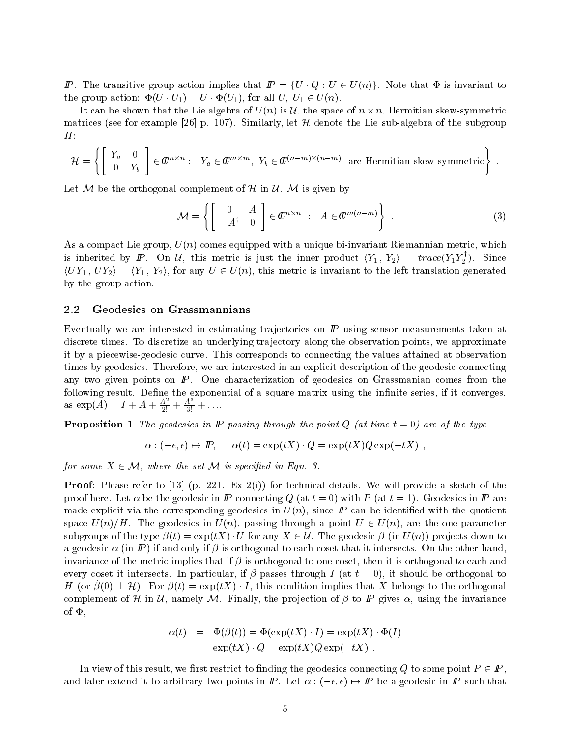$\mathbb{P}$. The transitive group action implies that $\mathbb{P} = \{U \cdot Q : U \in U(n)\}$. Note that $\Phi$ is invariant to the group action: $\Phi(U \cdot U_1) = U \cdot \Phi(U_1)$, for all $U, U_1 \in U(n)$.

It can be shown that the Lie algebra of $U(n)$ is $\mathcal{U}$, the space of $n \times n$, Hermitian skew-symmetric matrices (see for example [26] p. 107). Similarly, let $\mathcal{H}$ denote the Lie sub-algebra of the subgroup $H$:

$$\mathcal{H} = \left\{ \begin{bmatrix} Y_a & 0 \\ 0 & Y_b \end{bmatrix} \in \mathbb{C}^{n \times n} : \; Y_a \in \mathbb{C}^{m \times m}, \; Y_b \in \mathbb{C}^{(n-m) \times (n-m)} \text{ are Hermitian skew-symmetric} \right\} .$$

Let $\mathcal{M}$ be the orthogonal complement of $\mathcal{H}$ in $\mathcal{U}$. $\mathcal{M}$ is given by

$$\mathcal{M} = \left\{ \begin{bmatrix} 0 & A \\ -A^{\dagger} & 0 \end{bmatrix} \in \mathbb{C}^{n \times n} \; : \; A \in \mathbb{C}^{m(n-m)} \right\} . \tag{3}$$

As a compact Lie group, $U(n)$ comes equipped with a unique bi-invariant Riemannian metric, which is inherited by $\mathbb{P}$. On $\mathcal{U}$, this metric is just the inner product $\langle Y_1, Y_2 \rangle = trace(Y_1 Y_2^{\dagger})$. Since $\langle UY_1, UY_2 \rangle = \langle Y_1, Y_2 \rangle$, for any $U \in U(n)$, this metric is invariant to the left translation generated by the group action.

## 2.2 Geodesics on Grassmannians

Eventually we are interested in estimating trajectories on $\mathbb{P}$ using sensor measurements taken at discrete times. To discretize an underlying trajectory along the observation points, we approximate it by a piecewise-geodesic curve. This corresponds to connecting the values attained at observation times by geodesics. Therefore, we are interested in an explicit description of the geodesic connecting any two given points on $\mathbb{P}$. One characterization of geodesics on Grassmanian comes from the following result. Define the exponential of a square matrix using the infinite series, if it converges, as $\exp(A) = I + A + \frac{A^2}{2!} + \frac{A^3}{3!} + \ldots$.

**Proposition 1** *The geodesics in $\mathbb{P}$ passing through the point $Q$ (at time $t = 0$) are of the type*

$$\alpha : (-\epsilon, \epsilon) \mapsto \mathbb{P}, \quad \alpha(t) = \exp(tX) \cdot Q = \exp(tX) Q \exp(-tX) \; ,$$

*for some $X \in \mathcal{M}$, where the set $\mathcal{M}$ is specified in Eqn. 3.*

**Proof**: Please refer to [13] (p. 221. Ex 2(i)) for technical details. We will provide a sketch of the proof here. Let $\alpha$ be the geodesic in $\mathbb{P}$ connecting $Q$ (at $t = 0$) with $P$ (at $t = 1$). Geodesics in $\mathbb{P}$ are made explicit via the corresponding geodesics in $U(n)$, since $\mathbb{P}$ can be identified with the quotient space $U(n)/H$. The geodesics in $U(n)$, passing through a point $U \in U(n)$, are the one-parameter subgroups of the type $\beta(t) = \exp(tX) \cdot U$ for any $X \in \mathcal{U}$. The geodesic $\beta$ (in $U(n)$) projects down to a geodesic $\alpha$ (in $\mathbb{P}$) if and only if $\beta$ is orthogonal to each coset that it intersects. On the other hand, invariance of the metric implies that if $\beta$ is orthogonal to one coset, then it is orthogonal to each and every coset it intersects. In particular, if $\beta$ passes through $I$ (at $t = 0$), it should be orthogonal to $H$ (or $\dot{\beta}(0) \perp \mathcal{H}$). For $\beta(t) = \exp(tX) \cdot I$, this condition implies that $X$ belongs to the orthogonal complement of $\mathcal{H}$ in $\mathcal{U}$, namely $\mathcal{M}$. Finally, the projection of $\beta$ to $\mathbb{P}$ gives $\alpha$, using the invariance of $\Phi$,

$$\begin{aligned} \alpha(t) &= \Phi(\beta(t)) = \Phi(\exp(tX) \cdot I) = \exp(tX) \cdot \Phi(I) \\ &= \exp(tX) \cdot Q = \exp(tX) Q \exp(-tX) \; . \end{aligned}$$

In view of this result, we first restrict to finding the geodesics connecting $Q$ to some point $P \in \mathbb{P}$, and later extend it to arbitrary two points in $\mathbb{P}$. Let $\alpha : (-\epsilon, \epsilon) \mapsto \mathbb{P}$ be a geodesic in $\mathbb{P}$ such that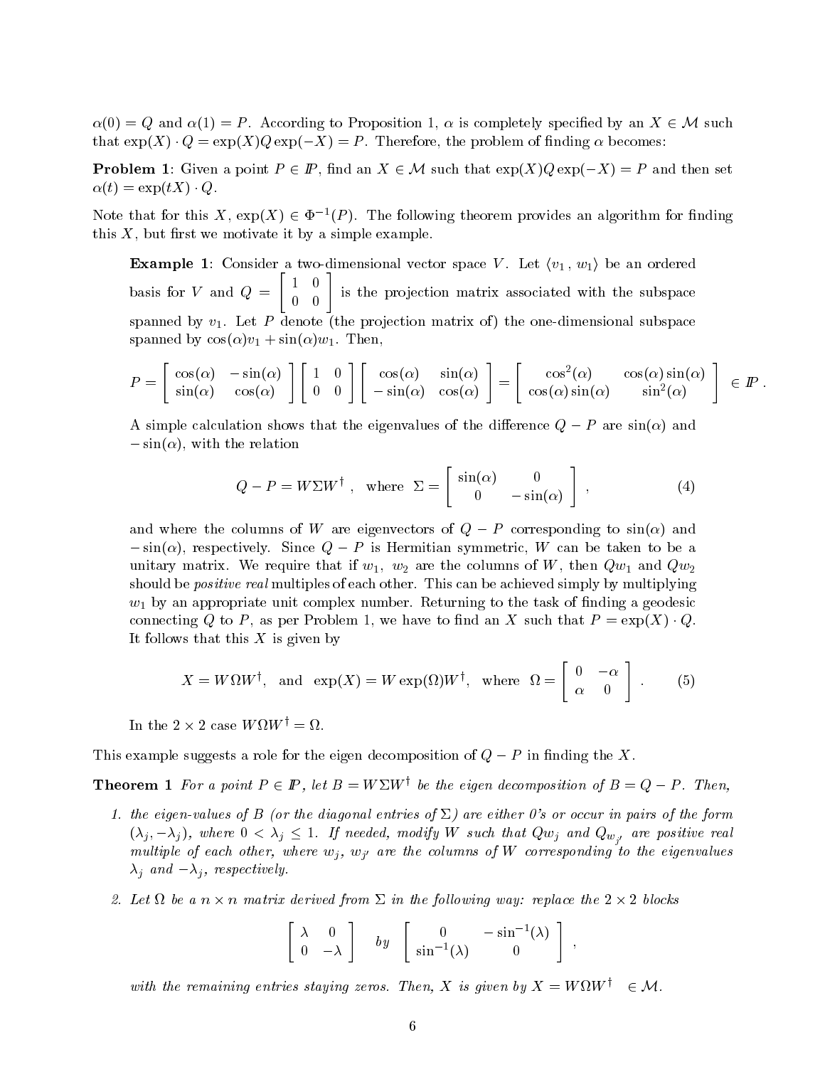$\alpha(0) = Q$ and $\alpha(1) = P$. According to Proposition 1, $\alpha$ is completely specified by an $X \in \mathcal{M}$ such that $\exp(X) \cdot Q = \exp(X) Q \exp(-X) = P$. Therefore, the problem of finding $\alpha$ becomes:

**Problem 1**: Given a point $P \in I\!\!P$, find an $X \in \mathcal{M}$ such that $\exp(X) Q \exp(-X) = P$ and then set $\alpha(t) = \exp(tX) \cdot Q$.

Note that for this $X$, $\exp(X) \in \Phi^{-1}(P)$. The following theorem provides an algorithm for finding this $X$, but first we motivate it by a simple example.

**Example 1**: Consider a two-dimensional vector space $V$. Let $\langle v_1 \, , \, w_1 \rangle$ be an ordered basis for $V$ and $Q = \begin{bmatrix} 1 & 0 \\ 0 & 0 \end{bmatrix}$ is the projection matrix associated with the subspace spanned by $v_1$. Let $P$ denote (the projection matrix of) the one-dimensional subspace spanned by $\cos(\alpha) v_1 + \sin(\alpha) w_1$. Then,

$$P = \begin{bmatrix} \cos(\alpha) & -\sin(\alpha) \\ \sin(\alpha) & \cos(\alpha) \end{bmatrix} \begin{bmatrix} 1 & 0 \\ 0 & 0 \end{bmatrix} \begin{bmatrix} \cos(\alpha) & \sin(\alpha) \\ -\sin(\alpha) & \cos(\alpha) \end{bmatrix} = \begin{bmatrix} \cos^2(\alpha) & \cos(\alpha)\sin(\alpha) \\ \cos(\alpha)\sin(\alpha) & \sin^2(\alpha) \end{bmatrix} \in I\!\!P \, .$$

A simple calculation shows that the eigenvalues of the difference $Q - P$ are $\sin(\alpha)$ and $-\sin(\alpha)$, with the relation

$$Q - P = W \Sigma W^{\dagger} \ , \quad \text{where} \ \ \Sigma = \begin{bmatrix} \sin(\alpha) & 0 \\ 0 & -\sin(\alpha) \end{bmatrix} \ , \tag{4}$$

and where the columns of $W$ are eigenvectors of $Q - P$ corresponding to $\sin(\alpha)$ and $-\sin(\alpha)$, respectively. Since $Q - P$ is Hermitian symmetric, $W$ can be taken to be a unitary matrix. We require that if $w_1$, $w_2$ are the columns of $W$, then $Qw_1$ and $Qw_2$ should be *positive real* multiples of each other. This can be achieved simply by multiplying $w_1$ by an appropriate unit complex number. Returning to the task of finding a geodesic connecting $Q$ to $P$, as per Problem 1, we have to find an $X$ such that $P = \exp(X) \cdot Q$. It follows that this $X$ is given by

$$X = W \Omega W^{\dagger}, \ \ \text{and} \ \ \exp(X) = W \exp(\Omega) W^{\dagger}, \ \ \text{where} \ \ \Omega = \begin{bmatrix} 0 & -\alpha \\ \alpha & 0 \end{bmatrix} \, . \tag{5}$$

In the $2 \times 2$ case $W \Omega W^{\dagger} = \Omega$.

This example suggests a role for the eigen decomposition of $Q - P$ in finding the $X$.

**Theorem 1** *For a point $P \in I\!\!P$, let $B = W \Sigma W^{\dagger}$ be the eigen decomposition of $B = Q - P$. Then,*

1. *the eigen-values of $B$ (or the diagonal entries of $\Sigma$) are either 0's or occur in pairs of the form $(\lambda_j, -\lambda_j)$, where $0 < \lambda_j \leq 1$. If needed, modify $W$ such that $Qw_j$ and $Q_{w_{j'}}$ are positive real multiple of each other, where $w_j$, $w_{j'}$ are the columns of $W$ corresponding to the eigenvalues $\lambda_j$ and $-\lambda_j$, respectively.*

2. *Let $\Omega$ be a $n \times n$ matrix derived from $\Sigma$ in the following way: replace the $2 \times 2$ blocks*

$$\begin{bmatrix} \lambda & 0 \\ 0 & -\lambda \end{bmatrix} \quad by \quad \begin{bmatrix} 0 & -\sin^{-1}(\lambda) \\ \sin^{-1}(\lambda) & 0 \end{bmatrix} \, ,$$

*with the remaining entries staying zeros. Then, $X$ is given by $X = W \Omega W^{\dagger} \ \in \mathcal{M}$.*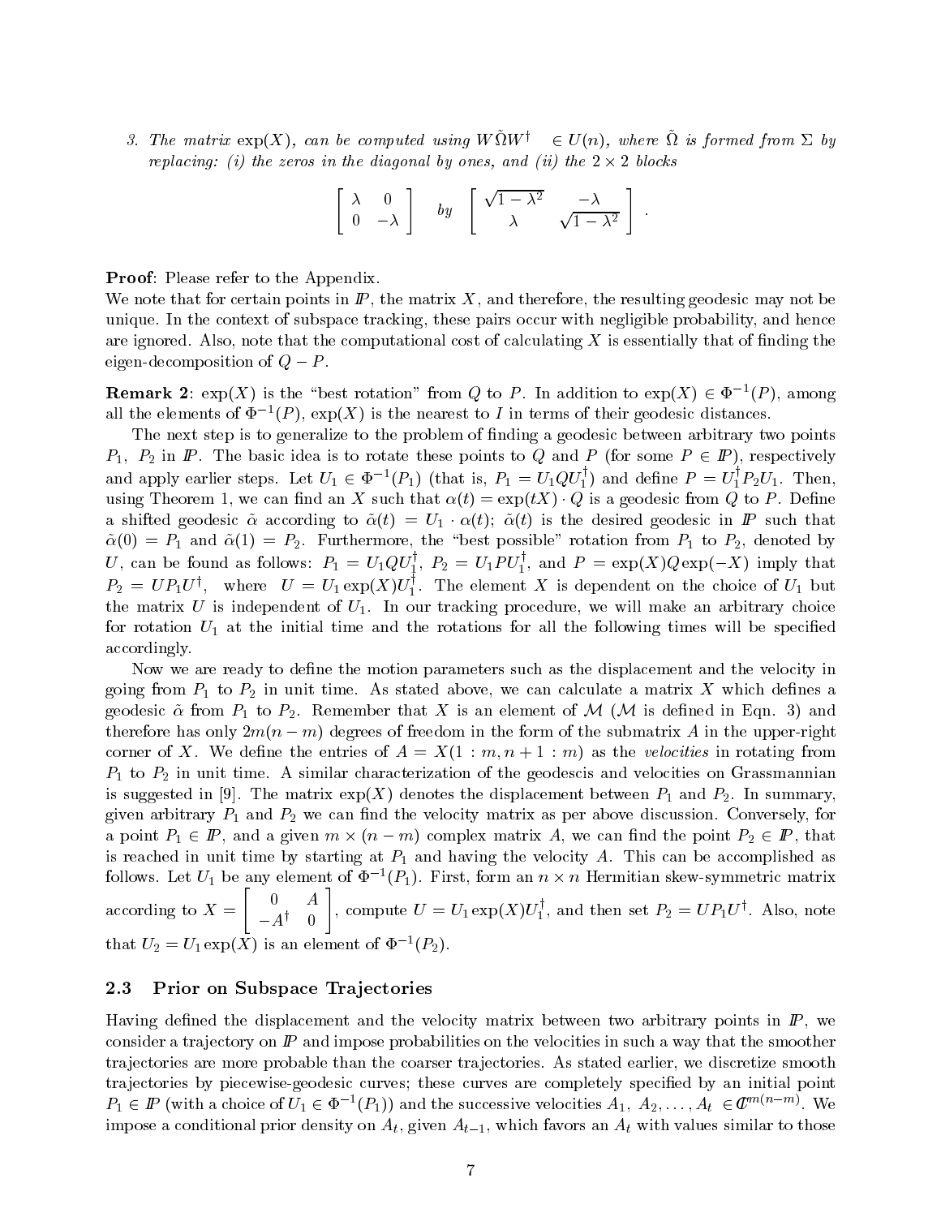3. *The matrix* $\exp(X)$*, can be computed using* $W\tilde{\Omega}W^\dagger \in U(n)$*, where* $\tilde{\Omega}$ *is formed from* $\Sigma$ *by replacing: (i) the zeros in the diagonal by ones, and (ii) the* $2 \times 2$ *blocks*

$$\begin{bmatrix} \lambda & 0 \\ 0 & -\lambda \end{bmatrix} \quad by \quad \begin{bmatrix} \sqrt{1-\lambda^2} & -\lambda \\ \lambda & \sqrt{1-\lambda^2} \end{bmatrix}.$$

**Proof**: Please refer to the Appendix.

We note that for certain points in $I\!P$, the matrix $X$, and therefore, the resulting geodesic may not be unique. In the context of subspace tracking, these pairs occur with negligible probability, and hence are ignored. Also, note that the computational cost of calculating $X$ is essentially that of finding the eigen-decomposition of $Q - P$.

**Remark 2**: $\exp(X)$ is the "best rotation" from $Q$ to $P$. In addition to $\exp(X) \in \Phi^{-1}(P)$, among all the elements of $\Phi^{-1}(P)$, $\exp(X)$ is the nearest to $I$ in terms of their geodesic distances.

The next step is to generalize to the problem of finding a geodesic between arbitrary two points $P_1$, $P_2$ in $I\!P$. The basic idea is to rotate these points to $Q$ and $P$ (for some $P \in I\!P$), respectively and apply earlier steps. Let $U_1 \in \Phi^{-1}(P_1)$ (that is, $P_1 = U_1 Q U_1^\dagger$) and define $P = U_1^\dagger P_2 U_1$. Then, using Theorem 1, we can find an $X$ such that $\alpha(t) = \exp(tX) \cdot Q$ is a geodesic from $Q$ to $P$. Define a shifted geodesic $\tilde{\alpha}$ according to $\tilde{\alpha}(t) = U_1 \cdot \alpha(t)$; $\tilde{\alpha}(t)$ is the desired geodesic in $I\!P$ such that $\tilde{\alpha}(0) = P_1$ and $\tilde{\alpha}(1) = P_2$. Furthermore, the "best possible" rotation from $P_1$ to $P_2$, denoted by $U$, can be found as follows: $P_1 = U_1 Q U_1^\dagger$, $P_2 = U_1 P U_1^\dagger$, and $P = \exp(X) Q \exp(-X)$ imply that $P_2 = U P_1 U^\dagger$, where $U = U_1 \exp(X) U_1^\dagger$. The element $X$ is dependent on the choice of $U_1$ but the matrix $U$ is independent of $U_1$. In our tracking procedure, we will make an arbitrary choice for rotation $U_1$ at the initial time and the rotations for all the following times will be specified accordingly.

Now we are ready to define the motion parameters such as the displacement and the velocity in going from $P_1$ to $P_2$ in unit time. As stated above, we can calculate a matrix $X$ which defines a geodesic $\tilde{\alpha}$ from $P_1$ to $P_2$. Remember that $X$ is an element of $\mathcal{M}$ ($\mathcal{M}$ is defined in Eqn. 3) and therefore has only $2m(n-m)$ degrees of freedom in the form of the submatrix $A$ in the upper-right corner of $X$. We define the entries of $A = X(1:m, n+1:m)$ as the *velocities* in rotating from $P_1$ to $P_2$ in unit time. A similar characterization of the geodescis and velocities on Grassmannian is suggested in [9]. The matrix $\exp(X)$ denotes the displacement between $P_1$ and $P_2$. In summary, given arbitrary $P_1$ and $P_2$ we can find the velocity matrix as per above discussion. Conversely, for a point $P_1 \in I\!P$, and a given $m \times (n-m)$ complex matrix $A$, we can find the point $P_2 \in I\!P$, that is reached in unit time by starting at $P_1$ and having the velocity $A$. This can be accomplished as follows. Let $U_1$ be any element of $\Phi^{-1}(P_1)$. First, form an $n \times n$ Hermitian skew-symmetric matrix according to $X = \begin{bmatrix} 0 & A \\ -A^\dagger & 0 \end{bmatrix}$, compute $U = U_1 \exp(X) U_1^\dagger$, and then set $P_2 = U P_1 U^\dagger$. Also, note that $U_2 = U_1 \exp(X)$ is an element of $\Phi^{-1}(P_2)$.

## 2.3 Prior on Subspace Trajectories

Having defined the displacement and the velocity matrix between two arbitrary points in $I\!P$, we consider a trajectory on $I\!P$ and impose probabilities on the velocities in such a way that the smoother trajectories are more probable than the coarser trajectories. As stated earlier, we discretize smooth trajectories by piecewise-geodesic curves; these curves are completely specified by an initial point $P_1 \in I\!P$ (with a choice of $U_1 \in \Phi^{-1}(P_1)$) and the successive velocities $A_1, A_2, \ldots, A_t \in \mathbb{C}^{m(n-m)}$. We impose a conditional prior density on $A_t$, given $A_{t-1}$, which favors an $A_t$ with values similar to those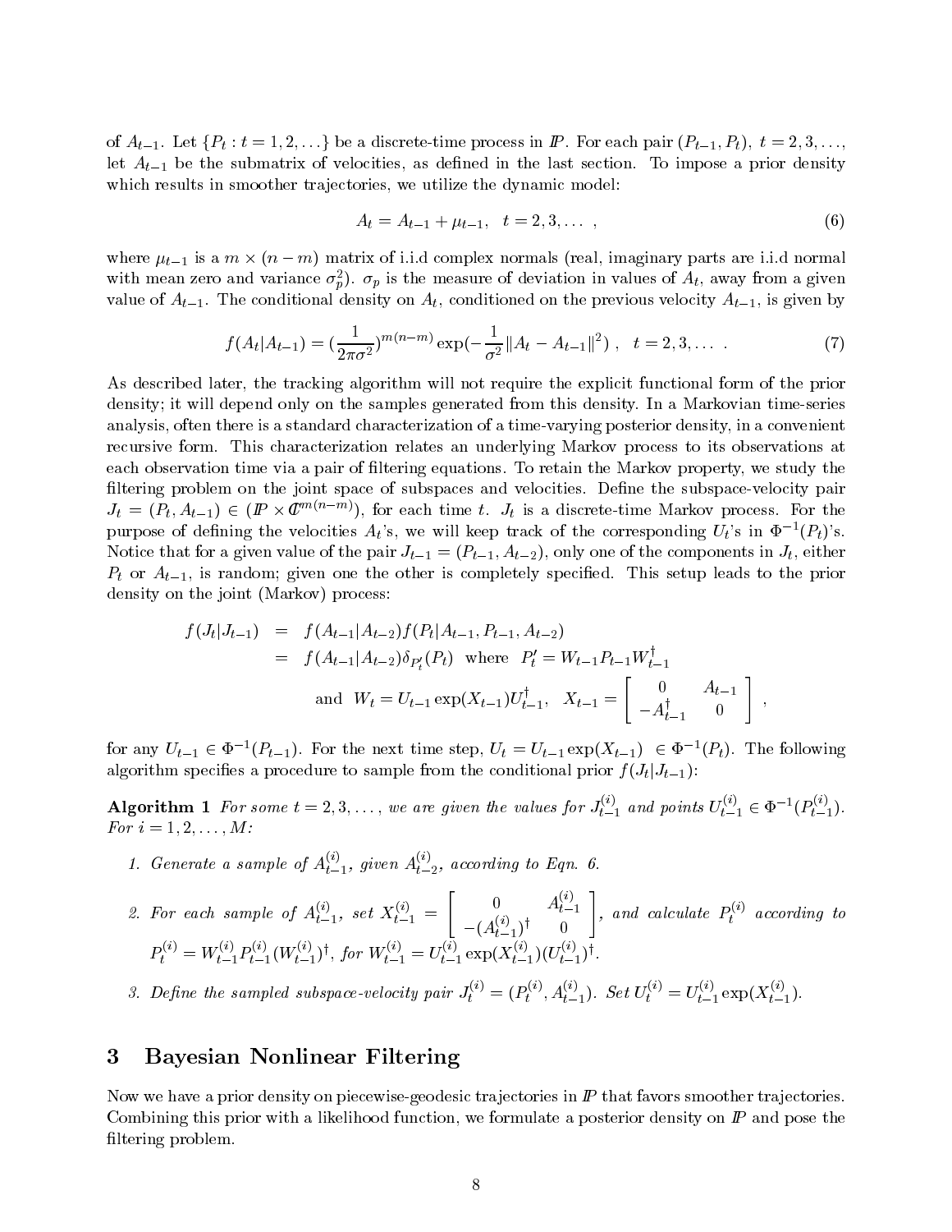of $A_{t-1}$. Let $\{P_t : t = 1, 2, \ldots\}$ be a discrete-time process in $\mathbb{P}$. For each pair $(P_{t-1}, P_t)$, $t = 2, 3, \ldots$, let $A_{t-1}$ be the submatrix of velocities, as defined in the last section. To impose a prior density which results in smoother trajectories, we utilize the dynamic model:

$$A_t = A_{t-1} + \mu_{t-1}, \quad t = 2, 3, \ldots \ , \tag{6}$$

where $\mu_{t-1}$ is a $m \times (n-m)$ matrix of i.i.d complex normals (real, imaginary parts are i.i.d normal with mean zero and variance $\sigma_p^2$). $\sigma_p$ is the measure of deviation in values of $A_t$, away from a given value of $A_{t-1}$. The conditional density on $A_t$, conditioned on the previous velocity $A_{t-1}$, is given by

$$f(A_t|A_{t-1}) = (\frac{1}{2\pi\sigma^2})^{m(n-m)} \exp(-\frac{1}{\sigma^2}\|A_t - A_{t-1}\|^2) \ , \quad t = 2, 3, \ldots \ . \tag{7}$$

As described later, the tracking algorithm will not require the explicit functional form of the prior density; it will depend only on the samples generated from this density. In a Markovian time-series analysis, often there is a standard characterization of a time-varying posterior density, in a convenient recursive form. This characterization relates an underlying Markov process to its observations at each observation time via a pair of filtering equations. To retain the Markov property, we study the filtering problem on the joint space of subspaces and velocities. Define the subspace-velocity pair $J_t = (P_t, A_{t-1}) \in (\mathbb{P} \times \mathbb{C}^{m(n-m)})$, for each time $t$. $J_t$ is a discrete-time Markov process. For the purpose of defining the velocities $A_t$'s, we will keep track of the corresponding $U_t$'s in $\Phi^{-1}(P_t)$'s. Notice that for a given value of the pair $J_{t-1} = (P_{t-1}, A_{t-2})$, only one of the components in $J_t$, either $P_t$ or $A_{t-1}$, is random; given one the other is completely specified. This setup leads to the prior density on the joint (Markov) process:

$$\begin{aligned}
f(J_t|J_{t-1}) &= f(A_{t-1}|A_{t-2}) f(P_t|A_{t-1}, P_{t-1}, A_{t-2}) \\
&= f(A_{t-1}|A_{t-2}) \delta_{P_t'}(P_t) \quad \text{where} \quad P_t' = W_{t-1} P_{t-1} W_{t-1}^\dagger \\
& \qquad \text{and} \quad W_t = U_{t-1}\exp(X_{t-1})U_{t-1}^\dagger, \quad X_{t-1} = \begin{bmatrix} 0 & A_{t-1} \\ -A_{t-1}^\dagger & 0 \end{bmatrix} \ ,
\end{aligned}$$

for any $U_{t-1} \in \Phi^{-1}(P_{t-1})$. For the next time step, $U_t = U_{t-1}\exp(X_{t-1}) \ \in \Phi^{-1}(P_t)$. The following algorithm specifies a procedure to sample from the conditional prior $f(J_t|J_{t-1})$:

**Algorithm 1** *For some $t = 2, 3, \ldots$, we are given the values for $J_{t-1}^{(i)}$ and points $U_{t-1}^{(i)} \in \Phi^{-1}(P_{t-1}^{(i)})$. For $i = 1, 2, \ldots, M$:*

1. *Generate a sample of $A_{t-1}^{(i)}$, given $A_{t-2}^{(i)}$, according to Eqn. 6.*
2. *For each sample of $A_{t-1}^{(i)}$, set $X_{t-1}^{(i)} = \begin{bmatrix} 0 & A_{t-1}^{(i)} \\ -(A_{t-1}^{(i)})^\dagger & 0 \end{bmatrix}$, and calculate $P_t^{(i)}$ according to $P_t^{(i)} = W_{t-1}^{(i)} P_{t-1}^{(i)} (W_{t-1}^{(i)})^\dagger$, for $W_{t-1}^{(i)} = U_{t-1}^{(i)}\exp(X_{t-1}^{(i)})(U_{t-1}^{(i)})^\dagger$.*
3. *Define the sampled subspace-velocity pair $J_t^{(i)} = (P_t^{(i)}, A_{t-1}^{(i)})$. Set $U_t^{(i)} = U_{t-1}^{(i)}\exp(X_{t-1}^{(i)})$.*

## 3 Bayesian Nonlinear Filtering

Now we have a prior density on piecewise-geodesic trajectories in $\mathbb{P}$ that favors smoother trajectories. Combining this prior with a likelihood function, we formulate a posterior density on $\mathbb{P}$ and pose the filtering problem.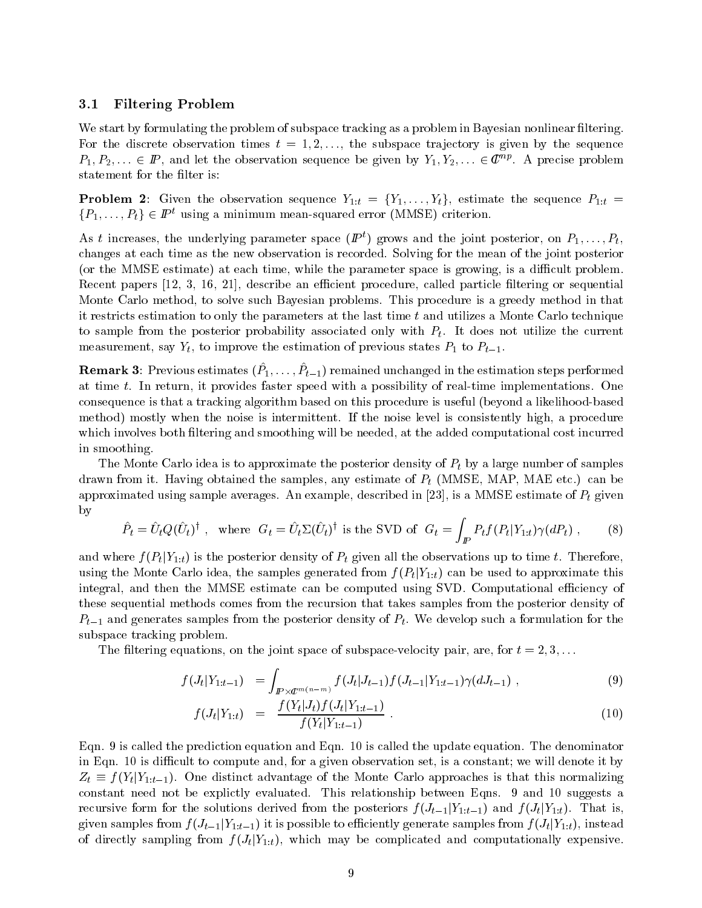### 3.1 Filtering Problem

We start by formulating the problem of subspace tracking as a problem in Bayesian nonlinear filtering. For the discrete observation times $t = 1, 2, \ldots$, the subspace trajectory is given by the sequence $P_1, P_2, \ldots \in I\!P$, and let the observation sequence be given by $Y_1, Y_2, \ldots \in \mathbb{C}^{mp}$. A precise problem statement for the filter is:

**Problem 2**: Given the observation sequence $Y_{1:t} = \{Y_1, \ldots, Y_t\}$, estimate the sequence $P_{1:t} = \{P_1, \ldots, P_t\} \in I\!P^t$ using a minimum mean-squared error (MMSE) criterion.

As $t$ increases, the underlying parameter space ($I\!P^t$) grows and the joint posterior, on $P_1, \ldots, P_t$, changes at each time as the new observation is recorded. Solving for the mean of the joint posterior (or the MMSE estimate) at each time, while the parameter space is growing, is a difficult problem. Recent papers [12, 3, 16, 21], describe an efficient procedure, called particle filtering or sequential Monte Carlo method, to solve such Bayesian problems. This procedure is a greedy method in that it restricts estimation to only the parameters at the last time $t$ and utilizes a Monte Carlo technique to sample from the posterior probability associated only with $P_t$. It does not utilize the current measurement, say $Y_t$, to improve the estimation of previous states $P_1$ to $P_{t-1}$.

**Remark 3**: Previous estimates $(\hat{P}_1, \ldots, \hat{P}_{t-1})$ remained unchanged in the estimation steps performed at time $t$. In return, it provides faster speed with a possibility of real-time implementations. One consequence is that a tracking algorithm based on this procedure is useful (beyond a likelihood-based method) mostly when the noise is intermittent. If the noise level is consistently high, a procedure which involves both filtering and smoothing will be needed, at the added computational cost incurred in smoothing.

The Monte Carlo idea is to approximate the posterior density of $P_t$ by a large number of samples drawn from it. Having obtained the samples, any estimate of $P_t$ (MMSE, MAP, MAE etc.) can be approximated using sample averages. An example, described in [23], is a MMSE estimate of $P_t$ given by

$$
\hat{P}_t = \hat{U}_t Q (\hat{U}_t)^\dagger \ , \quad \text{where} \ \ G_t = \hat{U}_t \Sigma (\hat{U}_t)^\dagger \ \text{is the SVD of} \ \ G_t = \int_{I\!P} P_t f(P_t | Y_{1:t}) \gamma(dP_t) \ , \tag{8}
$$

and where $f(P_t|Y_{1:t})$ is the posterior density of $P_t$ given all the observations up to time $t$. Therefore, using the Monte Carlo idea, the samples generated from $f(P_t|Y_{1:t})$ can be used to approximate this integral, and then the MMSE estimate can be computed using SVD. Computational efficiency of these sequential methods comes from the recursion that takes samples from the posterior density of $P_{t-1}$ and generates samples from the posterior density of $P_t$. We develop such a formulation for the subspace tracking problem.

The filtering equations, on the joint space of subspace-velocity pair, are, for $t = 2, 3, \ldots$

$$
f(J_t|Y_{1:t-1}) = \int_{I\!P \times \mathbb{C}^{m(n-m)}} f(J_t|J_{t-1}) f(J_{t-1}|Y_{1:t-1}) \gamma(dJ_{t-1}) \ , \tag{9}
$$

$$
f(J_t|Y_{1:t}) = \frac{f(Y_t|J_t) f(J_t|Y_{1:t-1})}{f(Y_t|Y_{1:t-1})} \ . \tag{10}
$$

Eqn. 9 is called the prediction equation and Eqn. 10 is called the update equation. The denominator in Eqn. 10 is difficult to compute and, for a given observation set, is a constant; we will denote it by $Z_t \equiv f(Y_t|Y_{1:t-1})$. One distinct advantage of the Monte Carlo approaches is that this normalizing constant need not be explictly evaluated. This relationship between Eqns. 9 and 10 suggests a recursive form for the solutions derived from the posteriors $f(J_{t-1}|Y_{1:t-1})$ and $f(J_t|Y_{1:t})$. That is, given samples from $f(J_{t-1}|Y_{1:t-1})$ it is possible to efficiently generate samples from $f(J_t|Y_{1:t})$, instead of directly sampling from $f(J_t|Y_{1:t})$, which may be complicated and computationally expensive.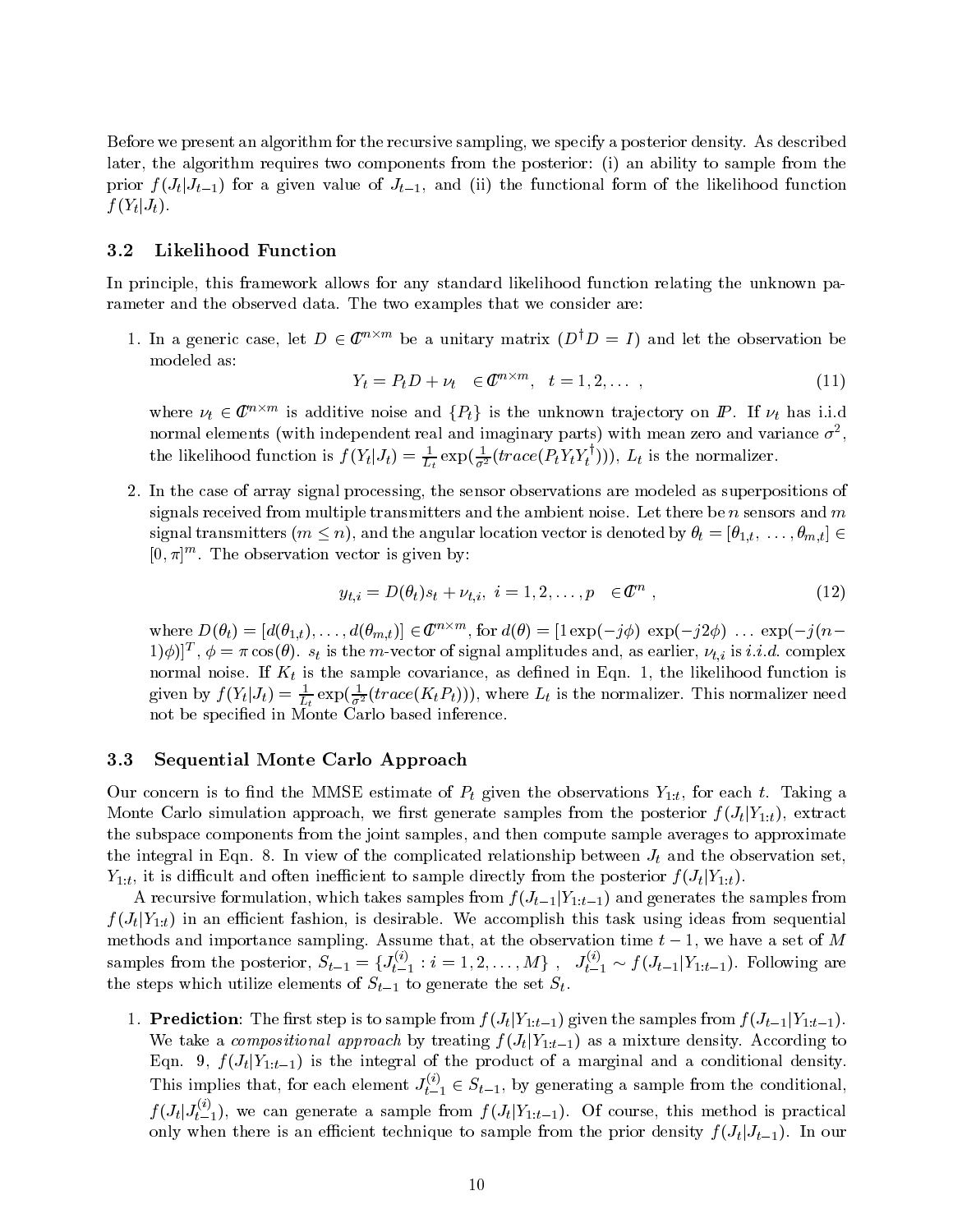Before we present an algorithm for the recursive sampling, we specify a posterior density. As described later, the algorithm requires two components from the posterior: (i) an ability to sample from the prior $f(J_t|J_{t-1})$ for a given value of $J_{t-1}$, and (ii) the functional form of the likelihood function $f(Y_t|J_t)$.

### 3.2 Likelihood Function

In principle, this framework allows for any standard likelihood function relating the unknown parameter and the observed data. The two examples that we consider are:

1. In a generic case, let $D \in \mathbb{C}^{n \times m}$ be a unitary matrix ($D^\dagger D = I$) and let the observation be modeled as:
$$Y_t = P_t D + \nu_t \quad \in \mathbb{C}^{n \times m}, \quad t = 1, 2, \dots \ , \tag{11}$$
where $\nu_t \in \mathbb{C}^{n \times m}$ is additive noise and $\{P_t\}$ is the unknown trajectory on $\mathbb{P}$. If $\nu_t$ has i.i.d normal elements (with independent real and imaginary parts) with mean zero and variance $\sigma^2$, the likelihood function is $f(Y_t|J_t) = \frac{1}{L_t} \exp(\frac{1}{\sigma^2}(trace(P_t Y_t Y_t^\dagger)))$, $L_t$ is the normalizer.

2. In the case of array signal processing, the sensor observations are modeled as superpositions of signals received from multiple transmitters and the ambient noise. Let there be $n$ sensors and $m$ signal transmitters ($m \leq n$), and the angular location vector is denoted by $\theta_t = [\theta_{1,t}, \ \dots, \theta_{m,t}] \in [0, \pi]^m$. The observation vector is given by:
$$y_{t,i} = D(\theta_t) s_t + \nu_{t,i}, \ i = 1, 2, \dots, p \quad \in \mathbb{C}^n \ , \tag{12}$$
where $D(\theta_t) = [d(\theta_{1,t}), \dots, d(\theta_{m,t})] \in \mathbb{C}^{n \times m}$, for $d(\theta) = [1 \exp(-j\phi) \ \exp(-j2\phi) \ \dots \ \exp(-j(n-1)\phi)]^T$, $\phi = \pi \cos(\theta)$. $s_t$ is the $m$-vector of signal amplitudes and, as earlier, $\nu_{t,i}$ is *i.i.d.* complex normal noise. If $K_t$ is the sample covariance, as defined in Eqn. 1, the likelihood function is given by $f(Y_t|J_t) = \frac{1}{L_t} \exp(\frac{1}{\sigma^2}(trace(K_t P_t)))$, where $L_t$ is the normalizer. This normalizer need not be specified in Monte Carlo based inference.

### 3.3 Sequential Monte Carlo Approach

Our concern is to find the MMSE estimate of $P_t$ given the observations $Y_{1:t}$, for each $t$. Taking a Monte Carlo simulation approach, we first generate samples from the posterior $f(J_t|Y_{1:t})$, extract the subspace components from the joint samples, and then compute sample averages to approximate the integral in Eqn. 8. In view of the complicated relationship between $J_t$ and the observation set, $Y_{1:t}$, it is difficult and often inefficient to sample directly from the posterior $f(J_t|Y_{1:t})$.

A recursive formulation, which takes samples from $f(J_{t-1}|Y_{1:t-1})$ and generates the samples from $f(J_t|Y_{1:t})$ in an efficient fashion, is desirable. We accomplish this task using ideas from sequential methods and importance sampling. Assume that, at the observation time $t-1$, we have a set of $M$ samples from the posterior, $S_{t-1} = \{J_{t-1}^{(i)} : i = 1, 2, \dots, M\}$ , $\ J_{t-1}^{(i)} \sim f(J_{t-1}|Y_{1:t-1})$. Following are the steps which utilize elements of $S_{t-1}$ to generate the set $S_t$.

1. **Prediction**: The first step is to sample from $f(J_t|Y_{1:t-1})$ given the samples from $f(J_{t-1}|Y_{1:t-1})$. We take a *compositional approach* by treating $f(J_t|Y_{1:t-1})$ as a mixture density. According to Eqn. 9, $f(J_t|Y_{1:t-1})$ is the integral of the product of a marginal and a conditional density. This implies that, for each element $J_{t-1}^{(i)} \in S_{t-1}$, by generating a sample from the conditional, $f(J_t|J_{t-1}^{(i)})$, we can generate a sample from $f(J_t|Y_{1:t-1})$. Of course, this method is practical only when there is an efficient technique to sample from the prior density $f(J_t|J_{t-1})$. In our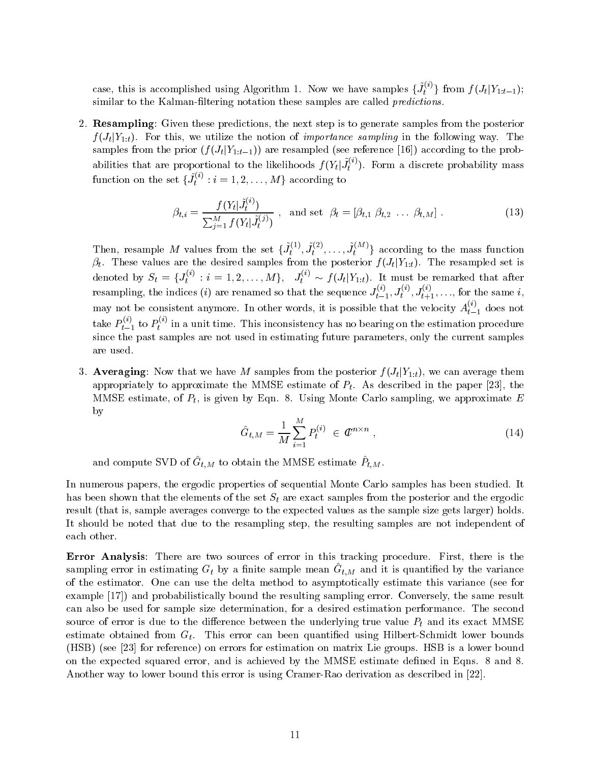case, this is accomplished using Algorithm 1. Now we have samples $\{\tilde{J}_t^{(i)}\}$ from $f(J_t|Y_{1:t-1})$; similar to the Kalman-filtering notation these samples are called *predictions*.

2. **Resampling**: Given these predictions, the next step is to generate samples from the posterior $f(J_t|Y_{1:t})$. For this, we utilize the notion of *importance sampling* in the following way. The samples from the prior $(f(J_t|Y_{1:t-1}))$ are resampled (see reference [16]) according to the probabilities that are proportional to the likelihoods $f(Y_t|\tilde{J}_t^{(i)})$. Form a discrete probability mass function on the set $\{\tilde{J}_t^{(i)} : i = 1, 2, \ldots, M\}$ according to

$$\beta_{t,i} = \frac{f(Y_t|\tilde{J}_t^{(i)})}{\sum_{j=1}^{M} f(Y_t|\tilde{J}_t^{(j)})} \ , \ \text{ and set } \ \beta_t = [\beta_{t,1} \ \beta_{t,2} \ \ldots \ \beta_{t,M}] \ . \tag{13}$$

Then, resample $M$ values from the set $\{\tilde{J}_t^{(1)}, \tilde{J}_t^{(2)}, \ldots, \tilde{J}_t^{(M)}\}$ according to the mass function $\beta_t$. These values are the desired samples from the posterior $f(J_t|Y_{1:t})$. The resampled set is denoted by $S_t = \{J_t^{(i)} : i = 1, 2, \ldots, M\}$, $J_t^{(i)} \sim f(J_t|Y_{1:t})$. It must be remarked that after resampling, the indices $(i)$ are renamed so that the sequence $J_{t-1}^{(i)}, J_t^{(i)}, J_{t+1}^{(i)}, \ldots$, for the same $i$, may not be consistent anymore. In other words, it is possible that the velocity $A_{t-1}^{(i)}$ does not take $P_{t-1}^{(i)}$ to $P_t^{(i)}$ in a unit time. This inconsistency has no bearing on the estimation procedure since the past samples are not used in estimating future parameters, only the current samples are used.

3. **Averaging**: Now that we have $M$ samples from the posterior $f(J_t|Y_{1:t})$, we can average them appropriately to approximate the MMSE estimate of $P_t$. As described in the paper [23], the MMSE estimate, of $P_t$, is given by Eqn. 8. Using Monte Carlo sampling, we approximate $E$ by

$$\hat{G}_{t,M} = \frac{1}{M} \sum_{i=1}^{M} P_t^{(i)} \ \in \mathbb{C}^{n \times n} \ , \tag{14}$$

and compute SVD of $\hat{G}_{t,M}$ to obtain the MMSE estimate $\hat{P}_{t,M}$.

In numerous papers, the ergodic properties of sequential Monte Carlo samples has been studied. It has been shown that the elements of the set $S_t$ are exact samples from the posterior and the ergodic result (that is, sample averages converge to the expected values as the sample size gets larger) holds. It should be noted that due to the resampling step, the resulting samples are not independent of each other.

**Error Analysis**: There are two sources of error in this tracking procedure. First, there is the sampling error in estimating $G_t$ by a finite sample mean $\hat{G}_{t,M}$ and it is quantified by the variance of the estimator. One can use the delta method to asymptotically estimate this variance (see for example [17]) and probabilistically bound the resulting sampling error. Conversely, the same result can also be used for sample size determination, for a desired estimation performance. The second source of error is due to the difference between the underlying true value $P_t$ and its exact MMSE estimate obtained from $G_t$. This error can been quantified using Hilbert-Schmidt lower bounds (HSB) (see [23] for reference) on errors for estimation on matrix Lie groups. HSB is a lower bound on the expected squared error, and is achieved by the MMSE estimate defined in Eqns. 8 and 8. Another way to lower bound this error is using Cramer-Rao derivation as described in [22].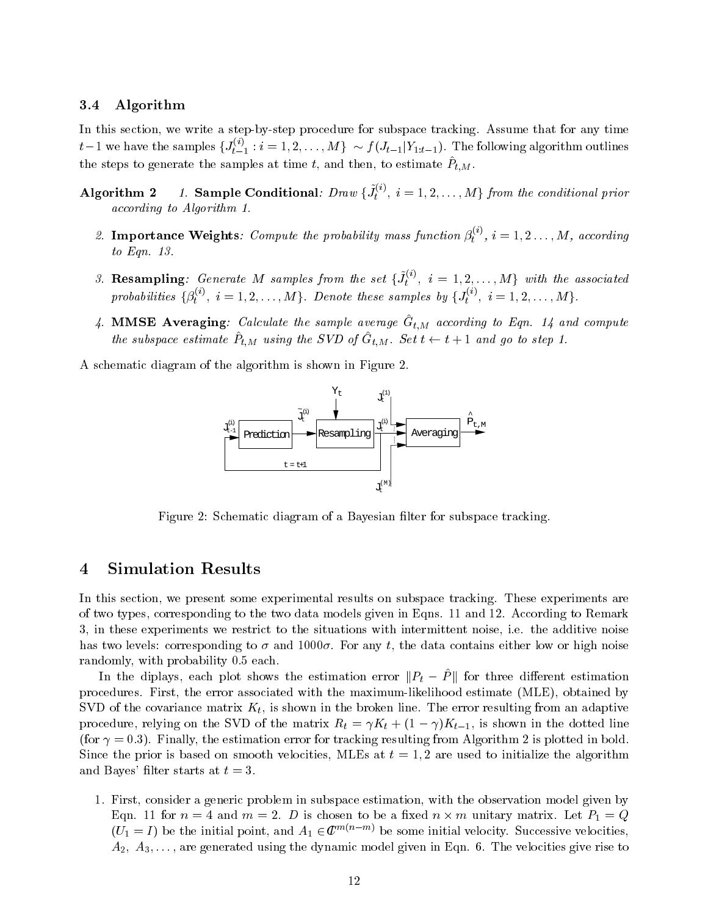### 3.4 Algorithm

In this section, we write a step-by-step procedure for subspace tracking. Assume that for any time $t-1$ we have the samples $\{J_{t-1}^{(i)} : i = 1, 2, \ldots, M\} \sim f(J_{t-1}|Y_{1:t-1})$. The following algorithm outlines the steps to generate the samples at time $t$, and then, to estimate $\hat{P}_{t,M}$.

**Algorithm 2**

1. **Sample Conditional**: *Draw* $\{\tilde{J}_t^{(i)},\ i = 1, 2, \ldots, M\}$ *from the conditional prior according to Algorithm 1.*
2. **Importance Weights**: *Compute the probability mass function* $\beta_t^{(i)}$, $i = 1, 2 \ldots, M$, *according to Eqn. 13.*
3. **Resampling**: *Generate* $M$ *samples from the set* $\{\tilde{J}_t^{(i)},\ i = 1, 2, \ldots, M\}$ *with the associated probabilities* $\{\beta_t^{(i)},\ i = 1, 2, \ldots, M\}$. *Denote these samples by* $\{J_t^{(i)},\ i = 1, 2, \ldots, M\}$.
4. **MMSE Averaging**: *Calculate the sample average* $\hat{G}_{t,M}$ *according to Eqn. 14 and compute the subspace estimate* $\hat{P}_{t,M}$ *using the SVD of* $\hat{G}_{t,M}$. *Set* $t \leftarrow t + 1$ *and go to step 1.*

A schematic diagram of the algorithm is shown in Figure 2.

Figure 2: Schematic diagram of a Bayesian filter for subspace tracking.

## 4 Simulation Results

In this section, we present some experimental results on subspace tracking. These experiments are of two types, corresponding to the two data models given in Eqns. 11 and 12. According to Remark 3, in these experiments we restrict to the situations with intermittent noise, i.e. the additive noise has two levels: corresponding to $\sigma$ and $1000\sigma$. For any $t$, the data contains either low or high noise randomly, with probability 0.5 each.

In the diplays, each plot shows the estimation error $\|P_t - \hat{P}\|$ for three different estimation procedures. First, the error associated with the maximum-likelihood estimate (MLE), obtained by SVD of the covariance matrix $K_t$, is shown in the broken line. The error resulting from an adaptive procedure, relying on the SVD of the matrix $R_t = \gamma K_t + (1 - \gamma)K_{t-1}$, is shown in the dotted line (for $\gamma = 0.3$). Finally, the estimation error for tracking resulting from Algorithm 2 is plotted in bold. Since the prior is based on smooth velocities, MLEs at $t = 1, 2$ are used to initialize the algorithm and Bayes' filter starts at $t = 3$.

1. First, consider a generic problem in subspace estimation, with the observation model given by Eqn. 11 for $n = 4$ and $m = 2$. $D$ is chosen to be a fixed $n \times m$ unitary matrix. Let $P_1 = Q$ ($U_1 = I$) be the initial point, and $A_1 \in \mathbb{C}^{m(n-m)}$ be some initial velocity. Successive velocities, $A_2,\ A_3, \ldots$, are generated using the dynamic model given in Eqn. 6. The velocities give rise to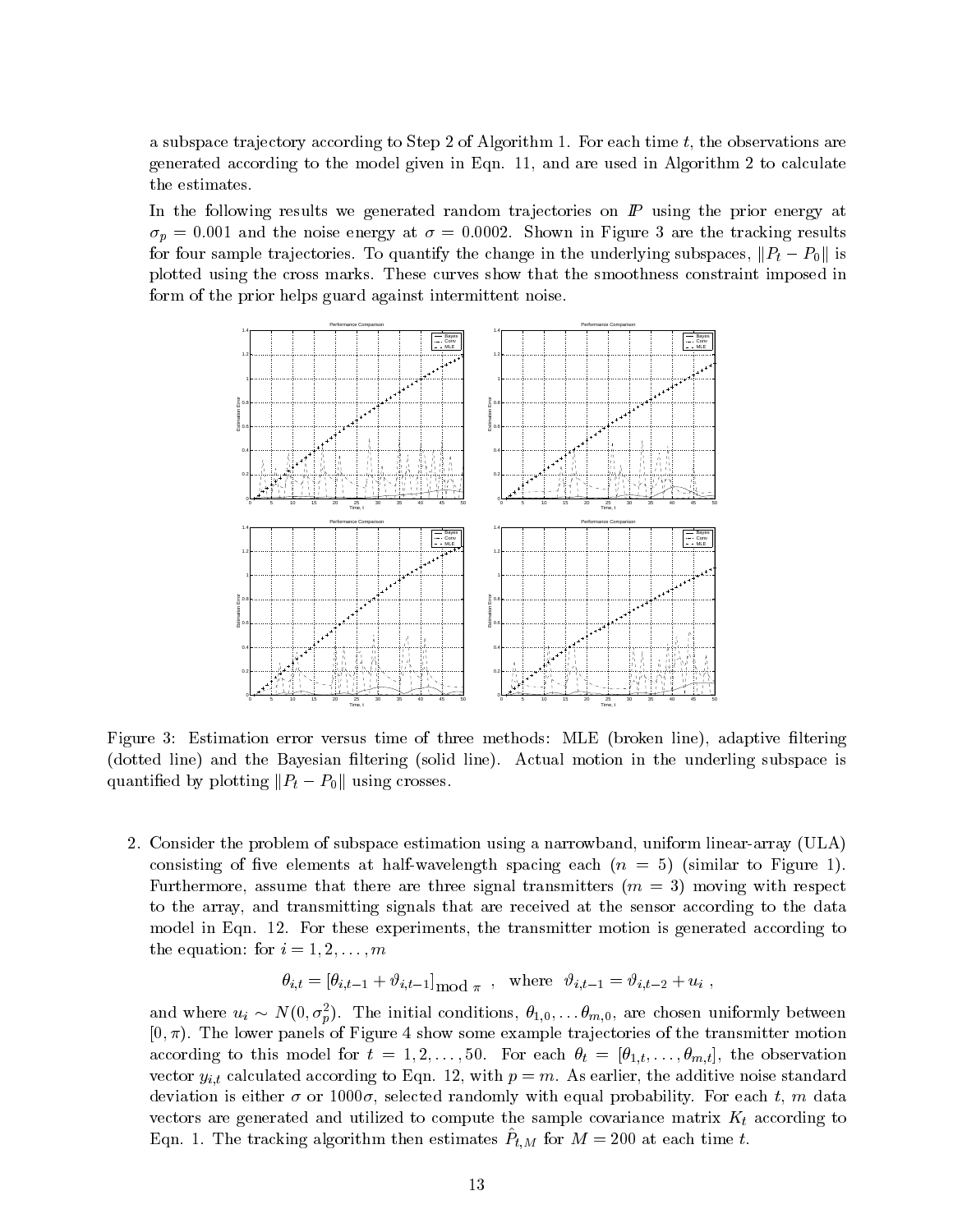a subspace trajectory according to Step 2 of Algorithm 1. For each time $t$, the observations are generated according to the model given in Eqn. 11, and are used in Algorithm 2 to calculate the estimates.

In the following results we generated random trajectories on $\mathbb{P}$ using the prior energy at $\sigma_p = 0.001$ and the noise energy at $\sigma = 0.0002$. Shown in Figure 3 are the tracking results for four sample trajectories. To quantify the change in the underlying subspaces, $\|P_t - P_0\|$ is plotted using the cross marks. These curves show that the smoothness constraint imposed in form of the prior helps guard against intermittent noise.

Performance Comparison

Estimation Error

Time, t

Bayes
Conv
MLE

Figure 3: Estimation error versus time of three methods: MLE (broken line), adaptive filtering (dotted line) and the Bayesian filtering (solid line). Actual motion in the underling subspace is quantified by plotting $\|P_t - P_0\|$ using crosses.

2. Consider the problem of subspace estimation using a narrowband, uniform linear-array (ULA) consisting of five elements at half-wavelength spacing each ($n = 5$) (similar to Figure 1). Furthermore, assume that there are three signal transmitters ($m = 3$) moving with respect to the array, and transmitting signals that are received at the sensor according to the data model in Eqn. 12. For these experiments, the transmitter motion is generated according to the equation: for $i = 1, 2, \ldots, m$

$$\theta_{i,t} = [\theta_{i,t-1} + \vartheta_{i,t-1}]_{\text{mod } \pi} \ , \quad \text{where} \ \ \vartheta_{i,t-1} = \vartheta_{i,t-2} + u_i \ ,$$

and where $u_i \sim N(0, \sigma_p^2)$. The initial conditions, $\theta_{1,0}, \ldots \theta_{m,0}$, are chosen uniformly between $[0, \pi)$. The lower panels of Figure 4 show some example trajectories of the transmitter motion according to this model for $t = 1, 2, \ldots, 50$. For each $\theta_t = [\theta_{1,t}, \ldots, \theta_{m,t}]$, the observation vector $y_{i,t}$ calculated according to Eqn. 12, with $p = m$. As earlier, the additive noise standard deviation is either $\sigma$ or $1000\sigma$, selected randomly with equal probability. For each $t$, $m$ data vectors are generated and utilized to compute the sample covariance matrix $K_t$ according to Eqn. 1. The tracking algorithm then estimates $\hat{P}_{t,M}$ for $M = 200$ at each time $t$.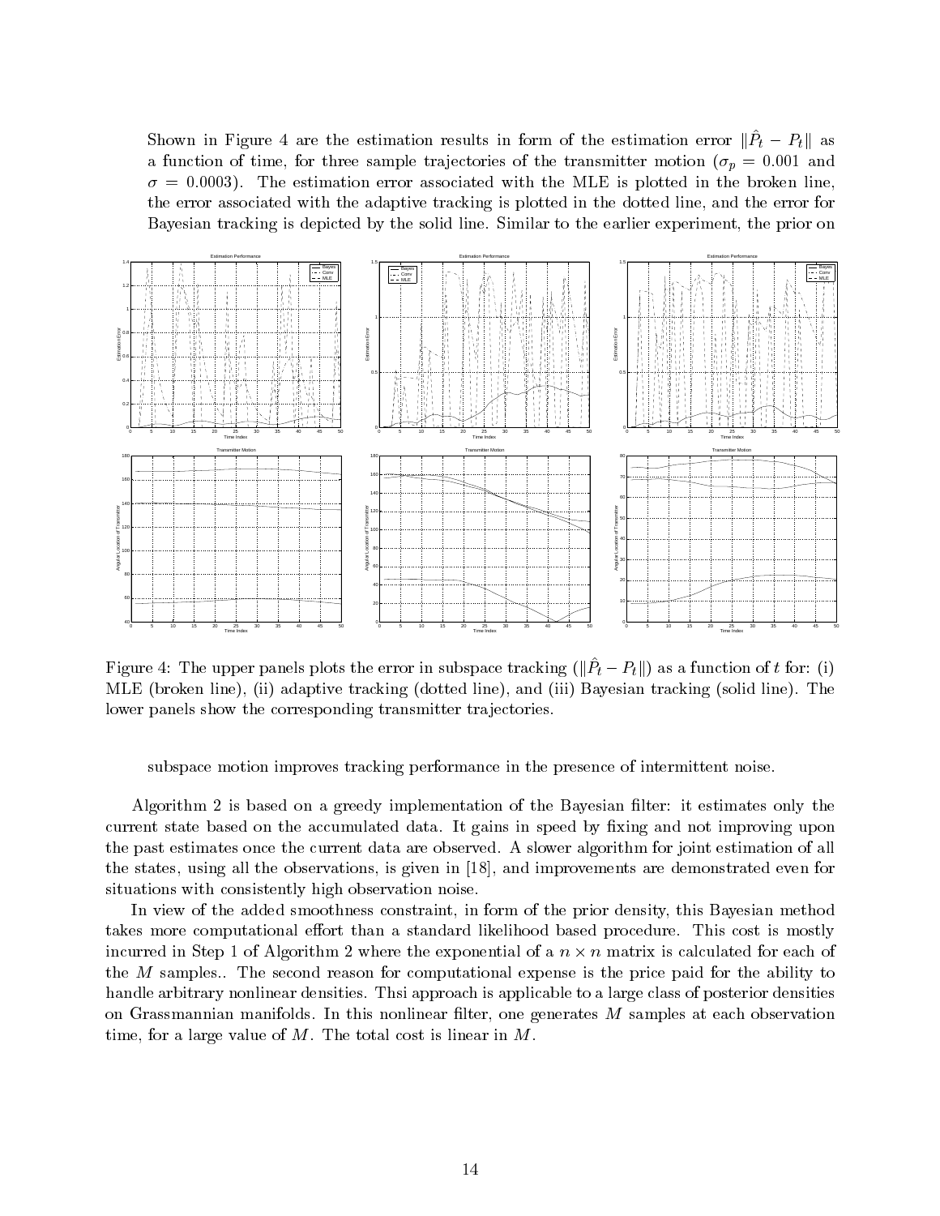Shown in Figure 4 are the estimation results in form of the estimation error $\|\hat{P}_t - P_t\|$ as a function of time, for three sample trajectories of the transmitter motion ($\sigma_p = 0.001$ and $\sigma = 0.0003$). The estimation error associated with the MLE is plotted in the broken line, the error associated with the adaptive tracking is plotted in the dotted line, and the error for Bayesian tracking is depicted by the solid line. Similar to the earlier experiment, the prior on

Estimation Performance
Estimation Error
Time Index
Bayes
Conv
MLE

Transmitter Motion
Angular Location of Transmitter
Time Index

Figure 4: The upper panels plots the error in subspace tracking ($\|\hat{P}_t - P_t\|$) as a function of $t$ for: (i) MLE (broken line), (ii) adaptive tracking (dotted line), and (iii) Bayesian tracking (solid line). The lower panels show the corresponding transmitter trajectories.

subspace motion improves tracking performance in the presence of intermittent noise.

Algorithm 2 is based on a greedy implementation of the Bayesian filter: it estimates only the current state based on the accumulated data. It gains in speed by fixing and not improving upon the past estimates once the current data are observed. A slower algorithm for joint estimation of all the states, using all the observations, is given in [18], and improvements are demonstrated even for situations with consistently high observation noise.

In view of the added smoothness constraint, in form of the prior density, this Bayesian method takes more computational effort than a standard likelihood based procedure. This cost is mostly incurred in Step 1 of Algorithm 2 where the exponential of a $n \times n$ matrix is calculated for each of the $M$ samples.. The second reason for computational expense is the price paid for the ability to handle arbitrary nonlinear densities. Thsi approach is applicable to a large class of posterior densities on Grassmannian manifolds. In this nonlinear filter, one generates $M$ samples at each observation time, for a large value of $M$. The total cost is linear in $M$.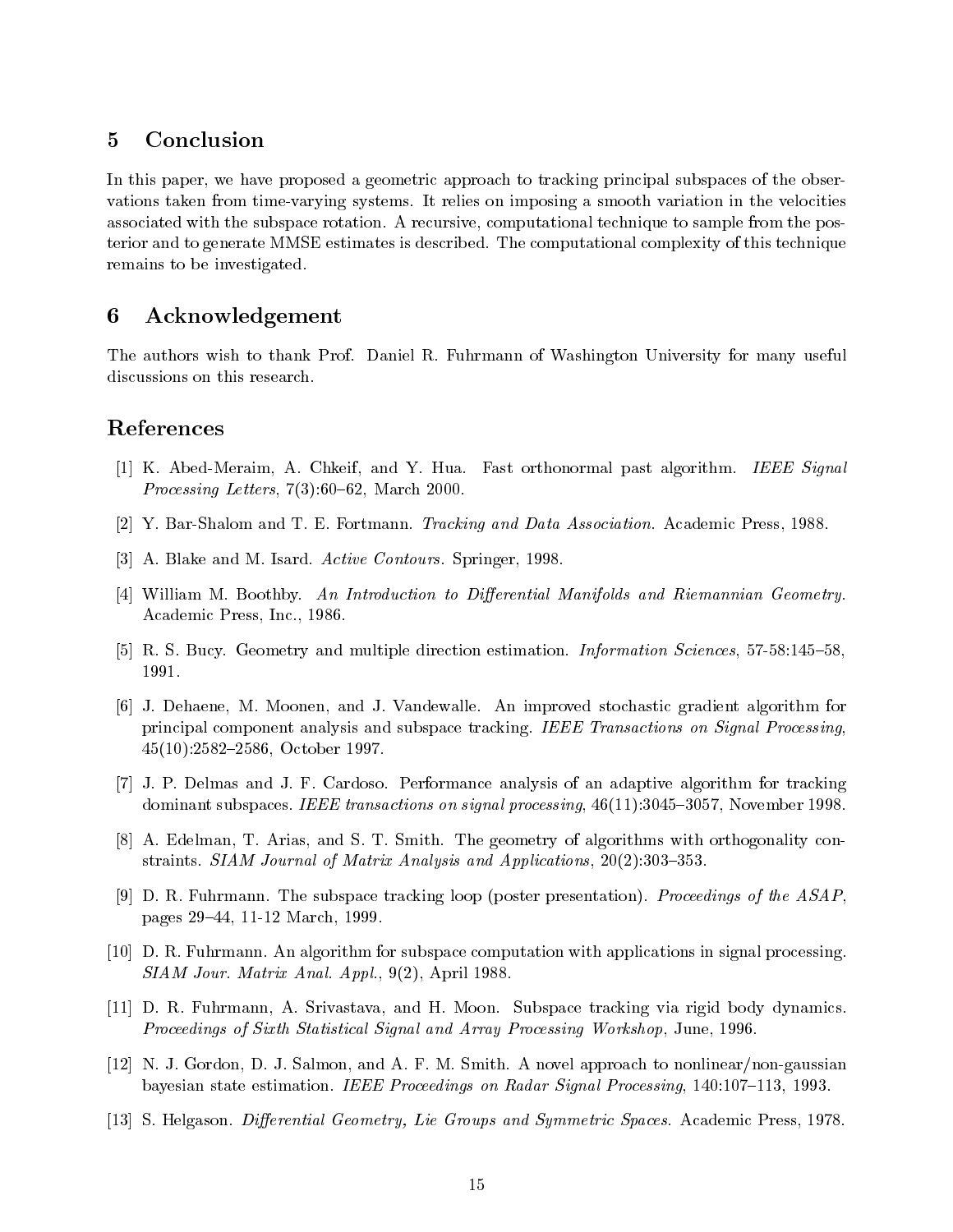## 5 Conclusion

In this paper, we have proposed a geometric approach to tracking principal subspaces of the observations taken from time-varying systems. It relies on imposing a smooth variation in the velocities associated with the subspace rotation. A recursive, computational technique to sample from the posterior and to generate MMSE estimates is described. The computational complexity of this technique remains to be investigated.

## 6 Acknowledgement

The authors wish to thank Prof. Daniel R. Fuhrmann of Washington University for many useful discussions on this research.

## References

[1] K. Abed-Meraim, A. Chkeif, and Y. Hua. Fast orthonormal past algorithm. *IEEE Signal Processing Letters*, 7(3):60–62, March 2000.

[2] Y. Bar-Shalom and T. E. Fortmann. *Tracking and Data Association*. Academic Press, 1988.

[3] A. Blake and M. Isard. *Active Contours*. Springer, 1998.

[4] William M. Boothby. *An Introduction to Differential Manifolds and Riemannian Geometry*. Academic Press, Inc., 1986.

[5] R. S. Bucy. Geometry and multiple direction estimation. *Information Sciences*, 57-58:145–58, 1991.

[6] J. Dehaene, M. Moonen, and J. Vandewalle. An improved stochastic gradient algorithm for principal component analysis and subspace tracking. *IEEE Transactions on Signal Processing*, 45(10):2582–2586, October 1997.

[7] J. P. Delmas and J. F. Cardoso. Performance analysis of an adaptive algorithm for tracking dominant subspaces. *IEEE transactions on signal processing*, 46(11):3045–3057, November 1998.

[8] A. Edelman, T. Arias, and S. T. Smith. The geometry of algorithms with orthogonality constraints. *SIAM Journal of Matrix Analysis and Applications*, 20(2):303–353.

[9] D. R. Fuhrmann. The subspace tracking loop (poster presentation). *Proceedings of the ASAP*, pages 29–44, 11-12 March, 1999.

[10] D. R. Fuhrmann. An algorithm for subspace computation with applications in signal processing. *SIAM Jour. Matrix Anal. Appl.*, 9(2), April 1988.

[11] D. R. Fuhrmann, A. Srivastava, and H. Moon. Subspace tracking via rigid body dynamics. *Proceedings of Sixth Statistical Signal and Array Processing Workshop*, June, 1996.

[12] N. J. Gordon, D. J. Salmon, and A. F. M. Smith. A novel approach to nonlinear/non-gaussian bayesian state estimation. *IEEE Proceedings on Radar Signal Processing*, 140:107–113, 1993.

[13] S. Helgason. *Differential Geometry, Lie Groups and Symmetric Spaces*. Academic Press, 1978.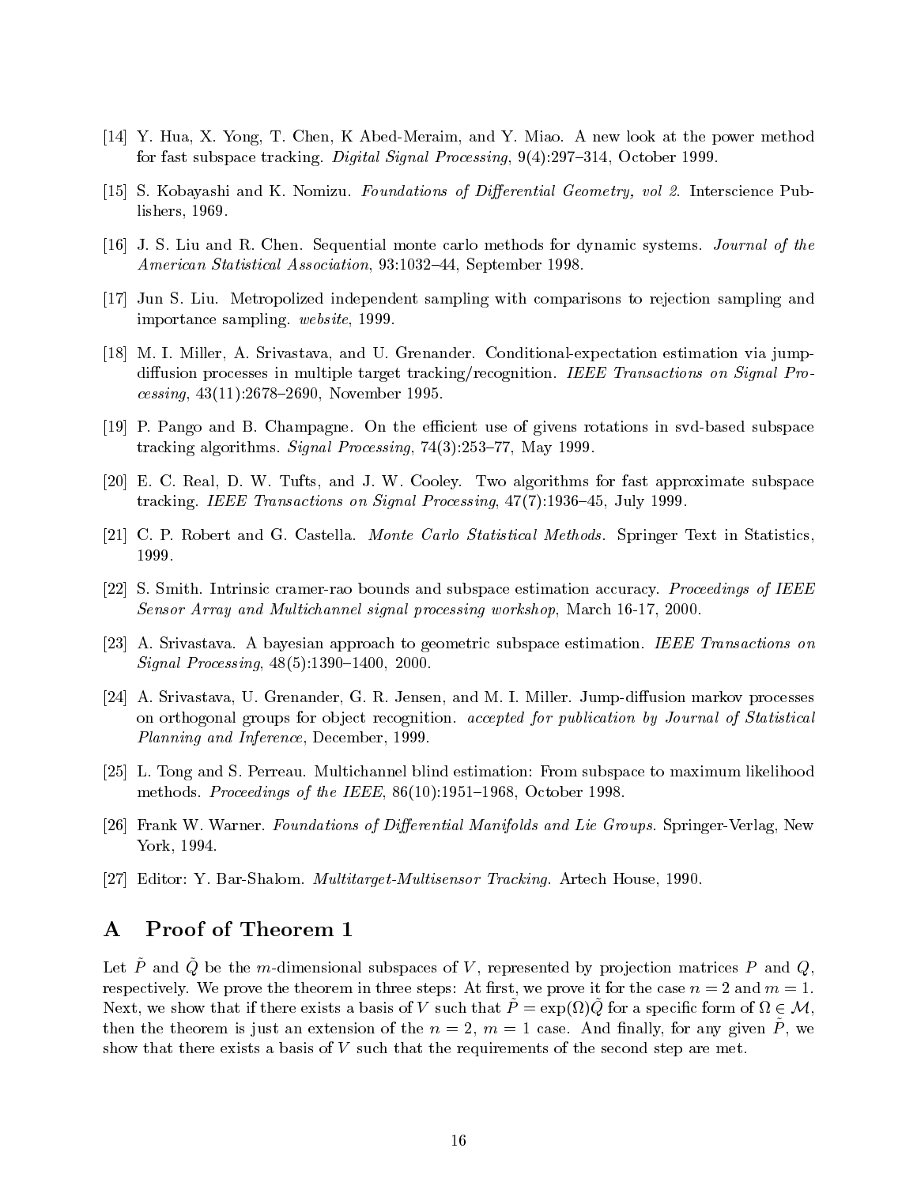[14] Y. Hua, X. Yong, T. Chen, K Abed-Meraim, and Y. Miao. A new look at the power method for fast subspace tracking. *Digital Signal Processing*, 9(4):297–314, October 1999.

[15] S. Kobayashi and K. Nomizu. *Foundations of Differential Geometry, vol 2*. Interscience Publishers, 1969.

[16] J. S. Liu and R. Chen. Sequential monte carlo methods for dynamic systems. *Journal of the American Statistical Association*, 93:1032–44, September 1998.

[17] Jun S. Liu. Metropolized independent sampling with comparisons to rejection sampling and importance sampling. *website*, 1999.

[18] M. I. Miller, A. Srivastava, and U. Grenander. Conditional-expectation estimation via jump-diffusion processes in multiple target tracking/recognition. *IEEE Transactions on Signal Processing*, 43(11):2678–2690, November 1995.

[19] P. Pango and B. Champagne. On the efficient use of givens rotations in svd-based subspace tracking algorithms. *Signal Processing*, 74(3):253–77, May 1999.

[20] E. C. Real, D. W. Tufts, and J. W. Cooley. Two algorithms for fast approximate subspace tracking. *IEEE Transactions on Signal Processing*, 47(7):1936–45, July 1999.

[21] C. P. Robert and G. Castella. *Monte Carlo Statistical Methods*. Springer Text in Statistics, 1999.

[22] S. Smith. Intrinsic cramer-rao bounds and subspace estimation accuracy. *Proceedings of IEEE Sensor Array and Multichannel signal processing workshop*, March 16-17, 2000.

[23] A. Srivastava. A bayesian approach to geometric subspace estimation. *IEEE Transactions on Signal Processing*, 48(5):1390–1400, 2000.

[24] A. Srivastava, U. Grenander, G. R. Jensen, and M. I. Miller. Jump-diffusion markov processes on orthogonal groups for object recognition. *accepted for publication by Journal of Statistical Planning and Inference*, December, 1999.

[25] L. Tong and S. Perreau. Multichannel blind estimation: From subspace to maximum likelihood methods. *Proceedings of the IEEE*, 86(10):1951–1968, October 1998.

[26] Frank W. Warner. *Foundations of Differential Manifolds and Lie Groups*. Springer-Verlag, New York, 1994.

[27] Editor: Y. Bar-Shalom. *Multitarget-Multisensor Tracking*. Artech House, 1990.

# A Proof of Theorem 1

Let $\tilde{P}$ and $\tilde{Q}$ be the $m$-dimensional subspaces of $V$, represented by projection matrices $P$ and $Q$, respectively. We prove the theorem in three steps: At first, we prove it for the case $n = 2$ and $m = 1$. Next, we show that if there exists a basis of $V$ such that $\tilde{P} = \exp(\Omega)\tilde{Q}$ for a specific form of $\Omega \in \mathcal{M}$, then the theorem is just an extension of the $n = 2$, $m = 1$ case. And finally, for any given $\tilde{P}$, we show that there exists a basis of $V$ such that the requirements of the second step are met.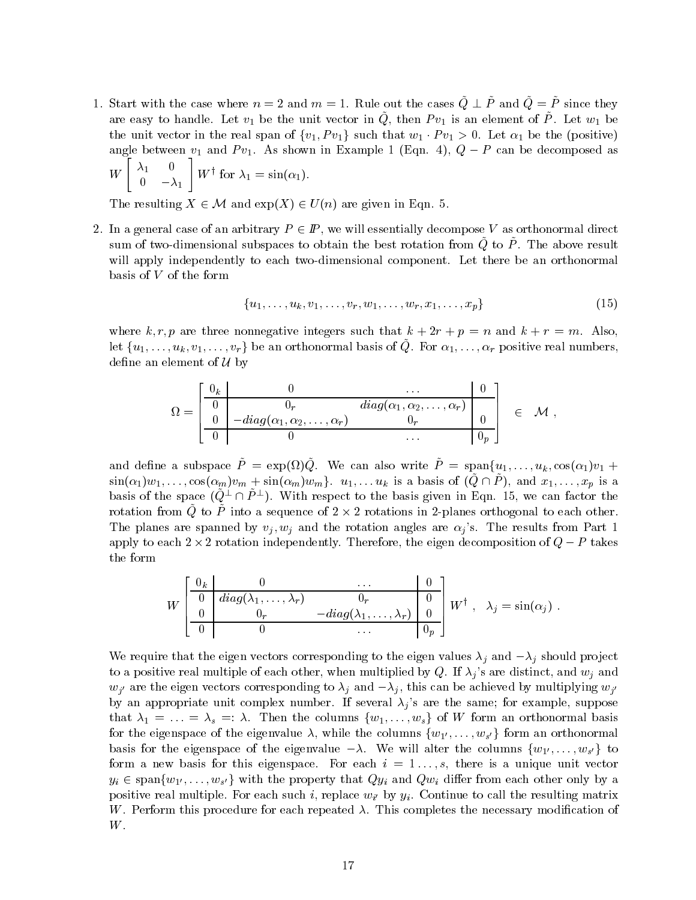1. Start with the case where $n = 2$ and $m = 1$. Rule out the cases $\tilde{Q} \perp \tilde{P}$ and $\tilde{Q} = \tilde{P}$ since they are easy to handle. Let $v_1$ be the unit vector in $\tilde{Q}$, then $Pv_1$ is an element of $\tilde{P}$. Let $w_1$ be the unit vector in the real span of $\{v_1, Pv_1\}$ such that $w_1 \cdot Pv_1 > 0$. Let $\alpha_1$ be the (positive) angle between $v_1$ and $Pv_1$. As shown in Example 1 (Eqn. 4), $Q - P$ can be decomposed as $W \begin{bmatrix} \lambda_1 & 0 \\ 0 & -\lambda_1 \end{bmatrix} W^\dagger$ for $\lambda_1 = \sin(\alpha_1)$.

   The resulting $X \in \mathcal{M}$ and $\exp(X) \in U(n)$ are given in Eqn. 5.

2. In a general case of an arbitrary $P \in I\!\!P$, we will essentially decompose $V$ as orthonormal direct sum of two-dimensional subspaces to obtain the best rotation from $\tilde{Q}$ to $\tilde{P}$. The above result will apply independently to each two-dimensional component. Let there be an orthonormal basis of $V$ of the form

$$\{u_1, \ldots, u_k, v_1, \ldots, v_r, w_1, \ldots, w_r, x_1, \ldots, x_p\} \tag{15}$$

where $k, r, p$ are three nonnegative integers such that $k + 2r + p = n$ and $k + r = m$. Also, let $\{u_1, \ldots, u_k, v_1, \ldots, v_r\}$ be an orthonormal basis of $\tilde{Q}$. For $\alpha_1, \ldots, \alpha_r$ positive real numbers, define an element of $\mathcal{U}$ by

$$\Omega = \left[\begin{array}{c|cc|c} 0_k & 0 & \ldots & 0 \\ \hline 0 & 0_r & diag(\alpha_1, \alpha_2, \ldots, \alpha_r) & \\ 0 & -diag(\alpha_1, \alpha_2, \ldots, \alpha_r) & 0_r & 0 \\ \hline 0 & 0 & \ldots & 0_p \end{array}\right] \quad \in \quad \mathcal{M} \ ,$$

and define a subspace $\tilde{P} = \exp(\Omega)\tilde{Q}$. We can also write $\tilde{P} = \text{span}\{u_1, \ldots, u_k, \cos(\alpha_1)v_1 + \sin(\alpha_1)w_1, \ldots, \cos(\alpha_m)v_m + \sin(\alpha_m)w_m\}$. $u_1, \ldots u_k$ is a basis of $(\tilde{Q} \cap \tilde{P})$, and $x_1, \ldots, x_p$ is a basis of the space $(\tilde{Q}^\perp \cap \tilde{P}^\perp)$. With respect to the basis given in Eqn. 15, we can factor the rotation from $\tilde{Q}$ to $\tilde{P}$ into a sequence of $2 \times 2$ rotations in 2-planes orthogonal to each other. The planes are spanned by $v_j, w_j$ and the rotation angles are $\alpha_j$'s. The results from Part 1 apply to each $2 \times 2$ rotation independently. Therefore, the eigen decomposition of $Q - P$ takes the form

$$W \left[\begin{array}{c|cc|c} 0_k & 0 & \ldots & 0 \\ \hline 0 & diag(\lambda_1, \ldots, \lambda_r) & 0_r & 0 \\ 0 & 0_r & -diag(\lambda_1, \ldots, \lambda_r) & 0 \\ \hline 0 & 0 & \ldots & 0_p \end{array}\right] W^\dagger \ , \quad \lambda_j = \sin(\alpha_j) \ .$$

We require that the eigen vectors corresponding to the eigen values $\lambda_j$ and $-\lambda_j$ should project to a positive real multiple of each other, when multiplied by $Q$. If $\lambda_j$'s are distinct, and $w_j$ and $w_{j'}$ are the eigen vectors corresponding to $\lambda_j$ and $-\lambda_j$, this can be achieved by multiplying $w_{j'}$ by an appropriate unit complex number. If several $\lambda_j$'s are the same; for example, suppose that $\lambda_1 = \ldots = \lambda_s =: \lambda$. Then the columns $\{w_1, \ldots, w_s\}$ of $W$ form an orthonormal basis for the eigenspace of the eigenvalue $\lambda$, while the columns $\{w_{1'}, \ldots, w_{s'}\}$ form an orthonormal basis for the eigenspace of the eigenvalue $-\lambda$. We will alter the columns $\{w_{1'}, \ldots, w_{s'}\}$ to form a new basis for this eigenspace. For each $i = 1 \ldots, s$, there is a unique unit vector $y_i \in \text{span}\{w_{1'}, \ldots, w_{s'}\}$ with the property that $Qy_i$ and $Qw_i$ differ from each other only by a positive real multiple. For each such $i$, replace $w_{i'}$ by $y_i$. Continue to call the resulting matrix $W$. Perform this procedure for each repeated $\lambda$. This completes the necessary modification of $W$.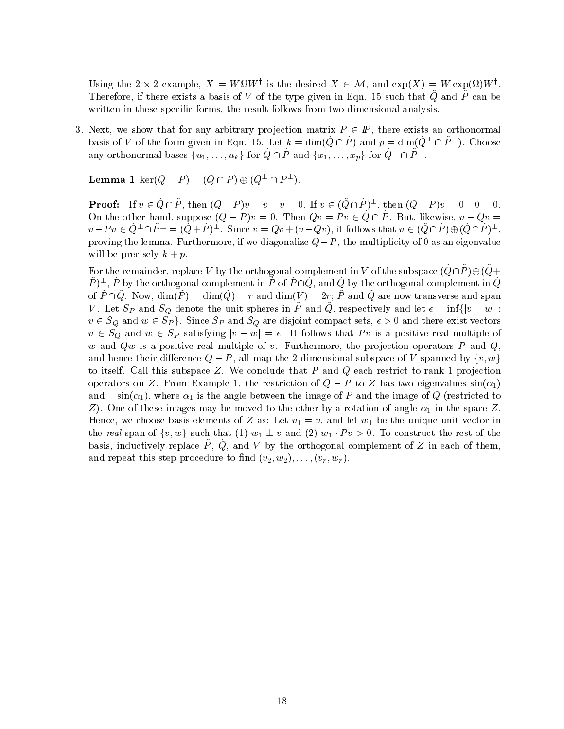Using the $2 \times 2$ example, $X = W \Omega W^\dagger$ is the desired $X \in \mathcal{M}$, and $\exp(X) = W \exp(\Omega) W^\dagger$. Therefore, if there exists a basis of $V$ of the type given in Eqn. 15 such that $\tilde{Q}$ and $\tilde{P}$ can be written in these specific forms, the result follows from two-dimensional analysis.

3. Next, we show that for any arbitrary projection matrix $P \in I\!\!P$, there exists an orthonormal basis of $V$ of the form given in Eqn. 15. Let $k = \dim(\tilde{Q} \cap \tilde{P})$ and $p = \dim(\tilde{Q}^\perp \cap \tilde{P}^\perp)$. Choose any orthonormal bases $\{u_1, \ldots, u_k\}$ for $\tilde{Q} \cap \tilde{P}$ and $\{x_1, \ldots, x_p\}$ for $\tilde{Q}^\perp \cap \tilde{P}^\perp$.

   **Lemma 1** $\ker(Q - P) = (\tilde{Q} \cap \tilde{P}) \oplus (\tilde{Q}^\perp \cap \tilde{P}^\perp)$.

   **Proof:** If $v \in \tilde{Q} \cap \tilde{P}$, then $(Q - P)v = v - v = 0$. If $v \in (\tilde{Q} \cap \tilde{P})^\perp$, then $(Q - P)v = 0 - 0 = 0$. On the other hand, suppose $(Q - P)v = 0$. Then $Qv = Pv \in \tilde{Q} \cap \tilde{P}$. But, likewise, $v - Qv = v - Pv \in \tilde{Q}^\perp \cap \tilde{P}^\perp = (\tilde{Q} + \tilde{P})^\perp$. Since $v = Qv + (v - Qv)$, it follows that $v \in (\tilde{Q} \cap \tilde{P}) \oplus (\tilde{Q} \cap \tilde{P})^\perp$, proving the lemma. Furthermore, if we diagonalize $Q - P$, the multiplicity of 0 as an eigenvalue will be precisely $k + p$.

   For the remainder, replace $V$ by the orthogonal complement in $V$ of the subspace $(\tilde{Q} \cap \tilde{P}) \oplus (\tilde{Q} + \tilde{P})^\perp$, $\tilde{P}$ by the orthogonal complement in $\tilde{P}$ of $\tilde{P} \cap \tilde{Q}$, and $\tilde{Q}$ by the orthogonal complement in $\tilde{Q}$ of $\tilde{P} \cap \tilde{Q}$. Now, $\dim(\tilde{P}) = \dim(\tilde{Q}) = r$ and $\dim(V) = 2r$; $\tilde{P}$ and $\tilde{Q}$ are now transverse and span $V$. Let $S_P$ and $S_Q$ denote the unit spheres in $\tilde{P}$ and $\tilde{Q}$, respectively and let $\epsilon = \inf\{|v - w| : v \in S_Q \text{ and } w \in S_P\}$. Since $S_P$ and $S_Q$ are disjoint compact sets, $\epsilon > 0$ and there exist vectors $v \in S_Q$ and $w \in S_P$ satisfying $|v - w| = \epsilon$. It follows that $Pv$ is a positive real multiple of $w$ and $Qw$ is a positive real multiple of $v$. Furthermore, the projection operators $P$ and $Q$, and hence their difference $Q - P$, all map the 2-dimensional subspace of $V$ spanned by $\{v, w\}$ to itself. Call this subspace $Z$. We conclude that $P$ and $Q$ each restrict to rank 1 projection operators on $Z$. From Example 1, the restriction of $Q - P$ to $Z$ has two eigenvalues $\sin(\alpha_1)$ and $-\sin(\alpha_1)$, where $\alpha_1$ is the angle between the image of $P$ and the image of $Q$ (restricted to $Z$). One of these images may be moved to the other by a rotation of angle $\alpha_1$ in the space $Z$. Hence, we choose basis elements of $Z$ as: Let $v_1 = v$, and let $w_1$ be the unique unit vector in the *real* span of $\{v, w\}$ such that (1) $w_1 \perp v$ and (2) $w_1 \cdot Pv > 0$. To construct the rest of the basis, inductively replace $\tilde{P}$, $\tilde{Q}$, and $V$ by the orthogonal complement of $Z$ in each of them, and repeat this step procedure to find $(v_2, w_2), \ldots, (v_r, w_r)$.